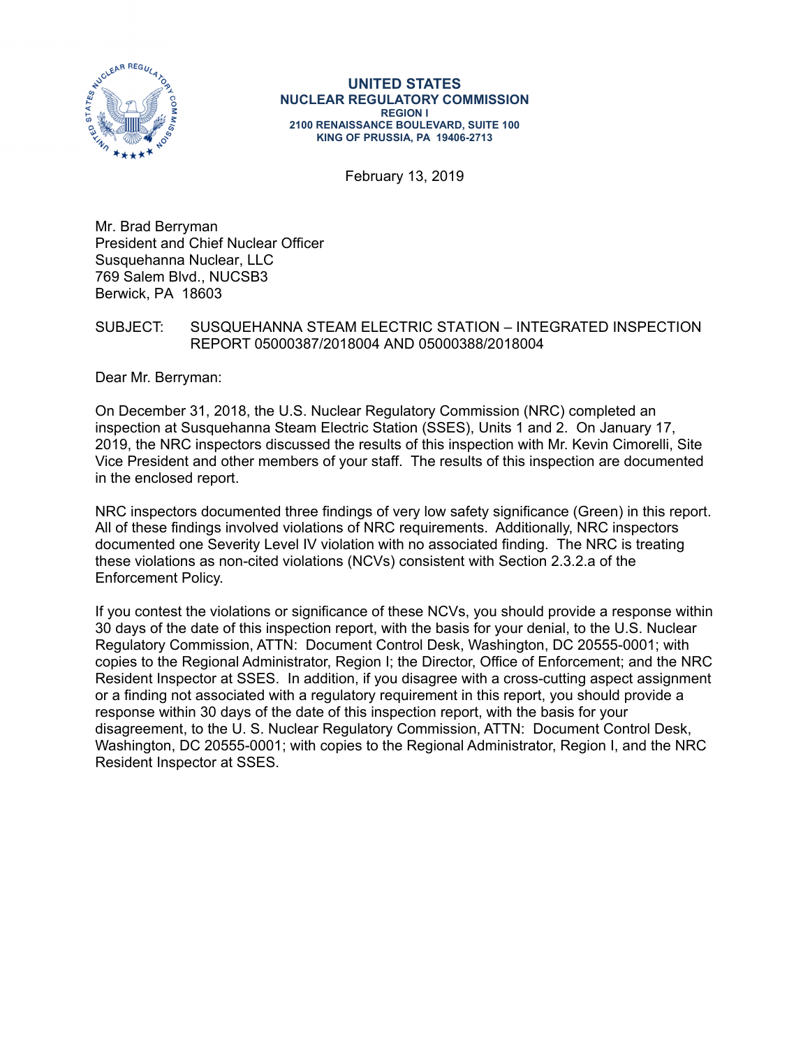**UNITED STATES**
**NUCLEAR REGULATORY COMMISSION**
**REGION I**
**2100 RENAISSANCE BOULEVARD, SUITE 100**
**KING OF PRUSSIA, PA 19406-2713**

February 13, 2019

Mr. Brad Berryman
President and Chief Nuclear Officer
Susquehanna Nuclear, LLC
769 Salem Blvd., NUCSB3
Berwick, PA 18603

SUBJECT: SUSQUEHANNA STEAM ELECTRIC STATION – INTEGRATED INSPECTION REPORT 05000387/2018004 AND 05000388/2018004

Dear Mr. Berryman:

On December 31, 2018, the U.S. Nuclear Regulatory Commission (NRC) completed an inspection at Susquehanna Steam Electric Station (SSES), Units 1 and 2. On January 17, 2019, the NRC inspectors discussed the results of this inspection with Mr. Kevin Cimorelli, Site Vice President and other members of your staff. The results of this inspection are documented in the enclosed report.

NRC inspectors documented three findings of very low safety significance (Green) in this report. All of these findings involved violations of NRC requirements. Additionally, NRC inspectors documented one Severity Level IV violation with no associated finding. The NRC is treating these violations as non-cited violations (NCVs) consistent with Section 2.3.2.a of the Enforcement Policy.

If you contest the violations or significance of these NCVs, you should provide a response within 30 days of the date of this inspection report, with the basis for your denial, to the U.S. Nuclear Regulatory Commission, ATTN: Document Control Desk, Washington, DC 20555-0001; with copies to the Regional Administrator, Region I; the Director, Office of Enforcement; and the NRC Resident Inspector at SSES. In addition, if you disagree with a cross-cutting aspect assignment or a finding not associated with a regulatory requirement in this report, you should provide a response within 30 days of the date of this inspection report, with the basis for your disagreement, to the U. S. Nuclear Regulatory Commission, ATTN: Document Control Desk, Washington, DC 20555-0001; with copies to the Regional Administrator, Region I, and the NRC Resident Inspector at SSES.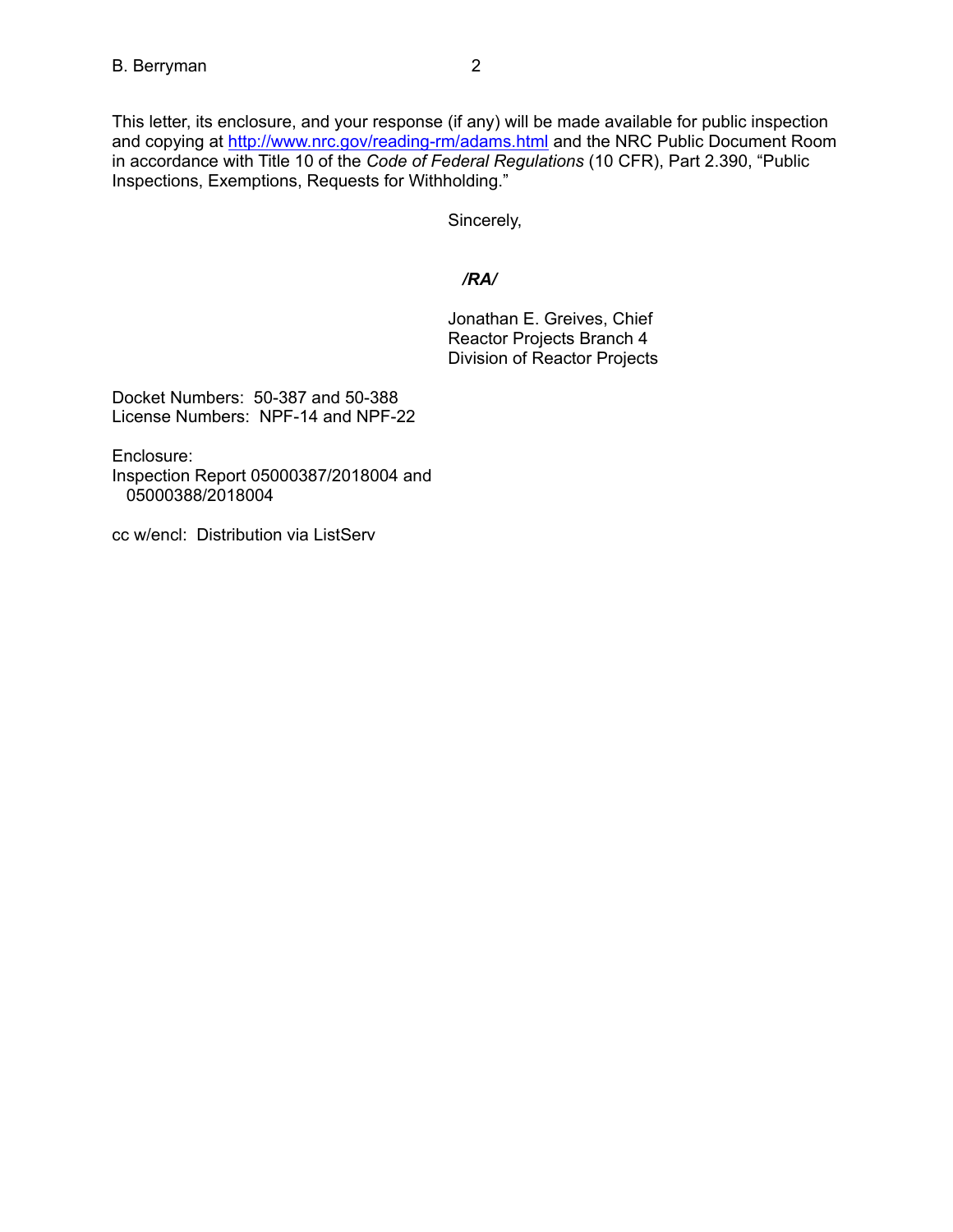This letter, its enclosure, and your response (if any) will be made available for public inspection and copying at http://www.nrc.gov/reading-rm/adams.html and the NRC Public Document Room in accordance with Title 10 of the *Code of Federal Regulations* (10 CFR), Part 2.390, "Public Inspections, Exemptions, Requests for Withholding."

Sincerely,

***/RA/***

Jonathan E. Greives, Chief
Reactor Projects Branch 4
Division of Reactor Projects

Docket Numbers: 50-387 and 50-388
License Numbers: NPF-14 and NPF-22

Enclosure:
Inspection Report 05000387/2018004 and
05000388/2018004

cc w/encl: Distribution via ListServ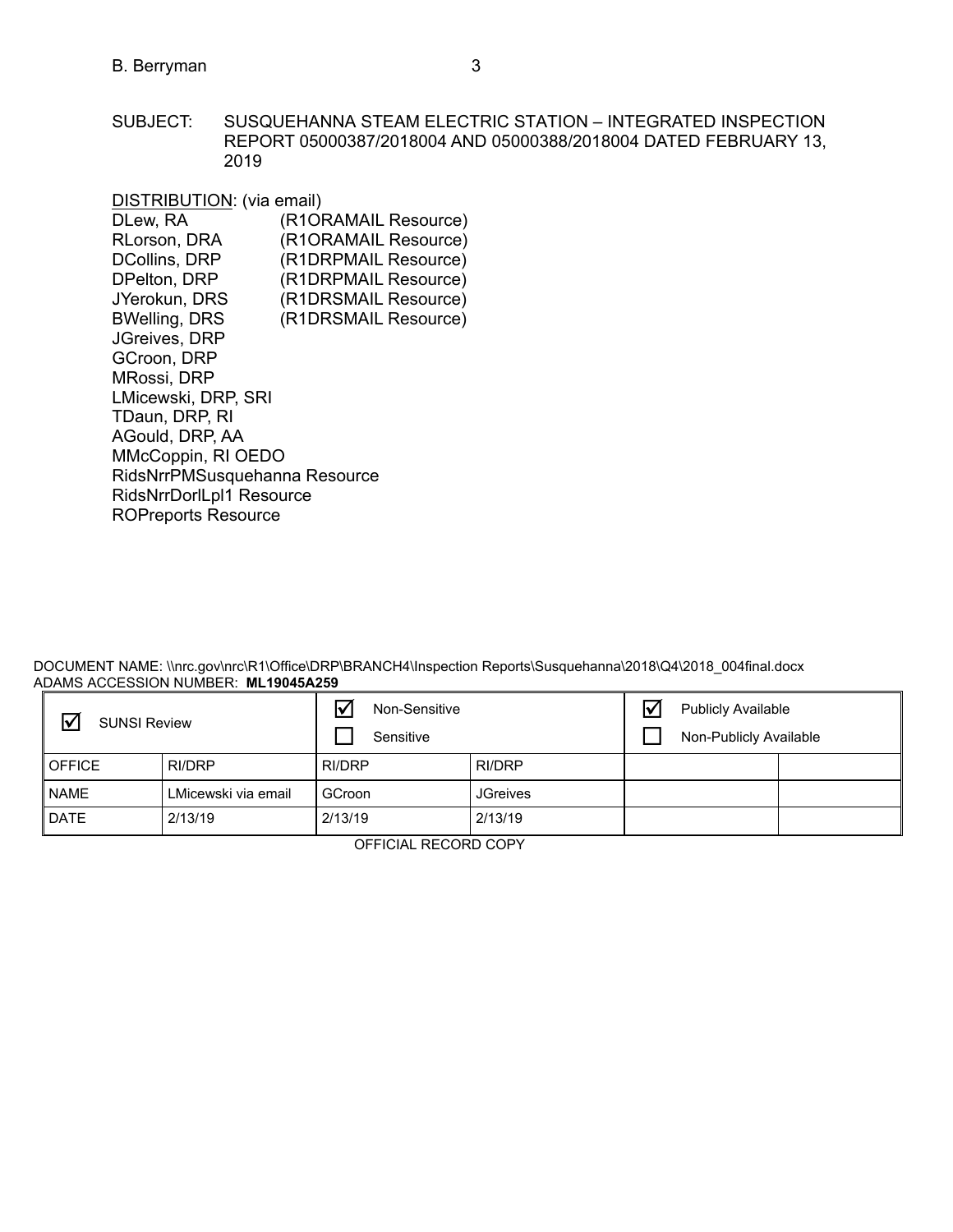B. Berryman

SUBJECT: SUSQUEHANNA STEAM ELECTRIC STATION – INTEGRATED INSPECTION REPORT 05000387/2018004 AND 05000388/2018004 DATED FEBRUARY 13, 2019

DISTRIBUTION: (via email)

DLew, RA (R1ORAMAIL Resource)
RLorson, DRA (R1ORAMAIL Resource)
DCollins, DRP (R1DRPMAIL Resource)
DPelton, DRP (R1DRPMAIL Resource)
JYerokun, DRS (R1DRSMAIL Resource)
BWelling, DRS (R1DRSMAIL Resource)
JGreives, DRP
GCroon, DRP
MRossi, DRP
LMicewski, DRP, SRI
TDaun, DRP, RI
AGould, DRP, AA
MMcCoppin, RI OEDO
RidsNrrPMSusquehanna Resource
RidsNrrDorlLpl1 Resource
ROPreports Resource

DOCUMENT NAME: \\nrc.gov\nrc\R1\Office\DRP\BRANCH4\Inspection Reports\Susquehanna\2018\Q4\2018_004final.docx
ADAMS ACCESSION NUMBER: **ML19045A259**

| ☑ SUNSI Review | | ☑ Non-Sensitive<br>☐ Sensitive | | ☑ Publicly Available<br>☐ Non-Publicly Available | |
|---|---|---|---|---|---|
| OFFICE | RI/DRP | RI/DRP | RI/DRP | | |
| NAME | LMicewski via email | GCroon | JGreives | | |
| DATE | 2/13/19 | 2/13/19 | 2/13/19 | | |

OFFICIAL RECORD COPY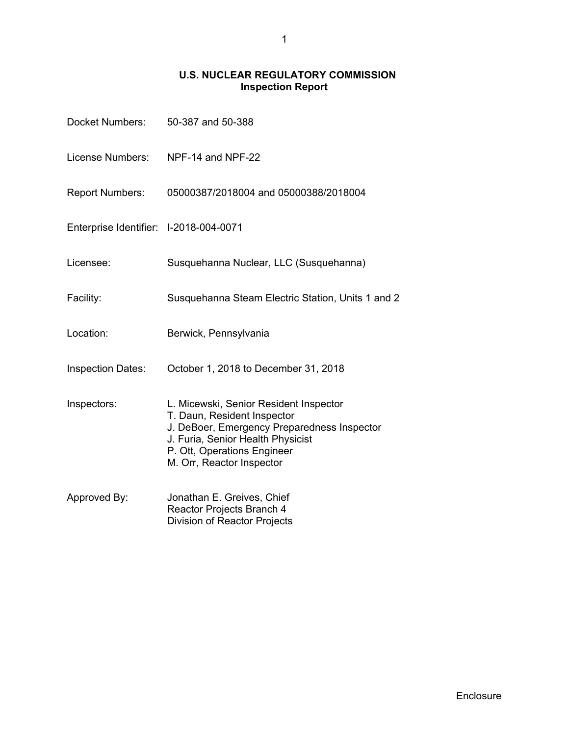# U.S. NUCLEAR REGULATORY COMMISSION
## Inspection Report

| | |
|---|---|
| Docket Numbers: | 50-387 and 50-388 |
| License Numbers: | NPF-14 and NPF-22 |
| Report Numbers: | 05000387/2018004 and 05000388/2018004 |
| Enterprise Identifier: | I-2018-004-0071 |
| Licensee: | Susquehanna Nuclear, LLC (Susquehanna) |
| Facility: | Susquehanna Steam Electric Station, Units 1 and 2 |
| Location: | Berwick, Pennsylvania |
| Inspection Dates: | October 1, 2018 to December 31, 2018 |
| Inspectors: | L. Micewski, Senior Resident Inspector<br>T. Daun, Resident Inspector<br>J. DeBoer, Emergency Preparedness Inspector<br>J. Furia, Senior Health Physicist<br>P. Ott, Operations Engineer<br>M. Orr, Reactor Inspector |
| Approved By: | Jonathan E. Greives, Chief<br>Reactor Projects Branch 4<br>Division of Reactor Projects |

Enclosure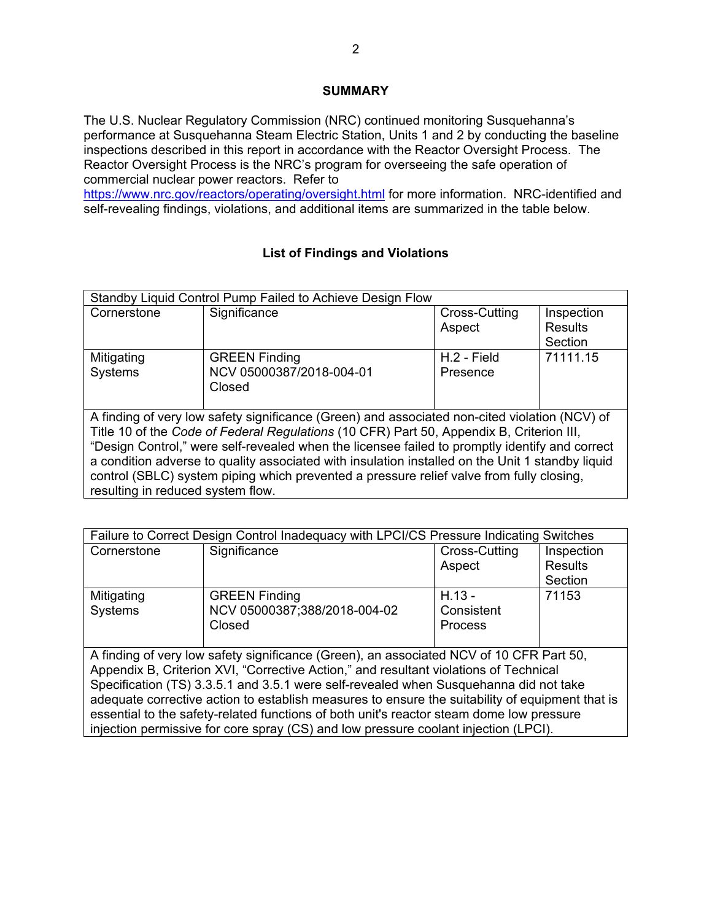## SUMMARY

The U.S. Nuclear Regulatory Commission (NRC) continued monitoring Susquehanna's performance at Susquehanna Steam Electric Station, Units 1 and 2 by conducting the baseline inspections described in this report in accordance with the Reactor Oversight Process. The Reactor Oversight Process is the NRC's program for overseeing the safe operation of commercial nuclear power reactors. Refer to https://www.nrc.gov/reactors/operating/oversight.html for more information. NRC-identified and self-revealing findings, violations, and additional items are summarized in the table below.

### List of Findings and Violations

| Standby Liquid Control Pump Failed to Achieve Design Flow | | | |
|---|---|---|---|
| Cornerstone | Significance | Cross-Cutting Aspect | Inspection Results Section |
| Mitigating Systems | GREEN Finding<br>NCV 05000387/2018-004-01<br>Closed | H.2 - Field Presence | 71111.15 |
| A finding of very low safety significance (Green) and associated non-cited violation (NCV) of Title 10 of the *Code of Federal Regulations* (10 CFR) Part 50, Appendix B, Criterion III, "Design Control," were self-revealed when the licensee failed to promptly identify and correct a condition adverse to quality associated with insulation installed on the Unit 1 standby liquid control (SBLC) system piping which prevented a pressure relief valve from fully closing, resulting in reduced system flow. | | | |

| Failure to Correct Design Control Inadequacy with LPCI/CS Pressure Indicating Switches | | | |
|---|---|---|---|
| Cornerstone | Significance | Cross-Cutting Aspect | Inspection Results Section |
| Mitigating Systems | GREEN Finding<br>NCV 05000387;388/2018-004-02<br>Closed | H.13 - Consistent Process | 71153 |
| A finding of very low safety significance (Green), an associated NCV of 10 CFR Part 50, Appendix B, Criterion XVI, "Corrective Action," and resultant violations of Technical Specification (TS) 3.3.5.1 and 3.5.1 were self-revealed when Susquehanna did not take adequate corrective action to establish measures to ensure the suitability of equipment that is essential to the safety-related functions of both unit's reactor steam dome low pressure injection permissive for core spray (CS) and low pressure coolant injection (LPCI). | | | |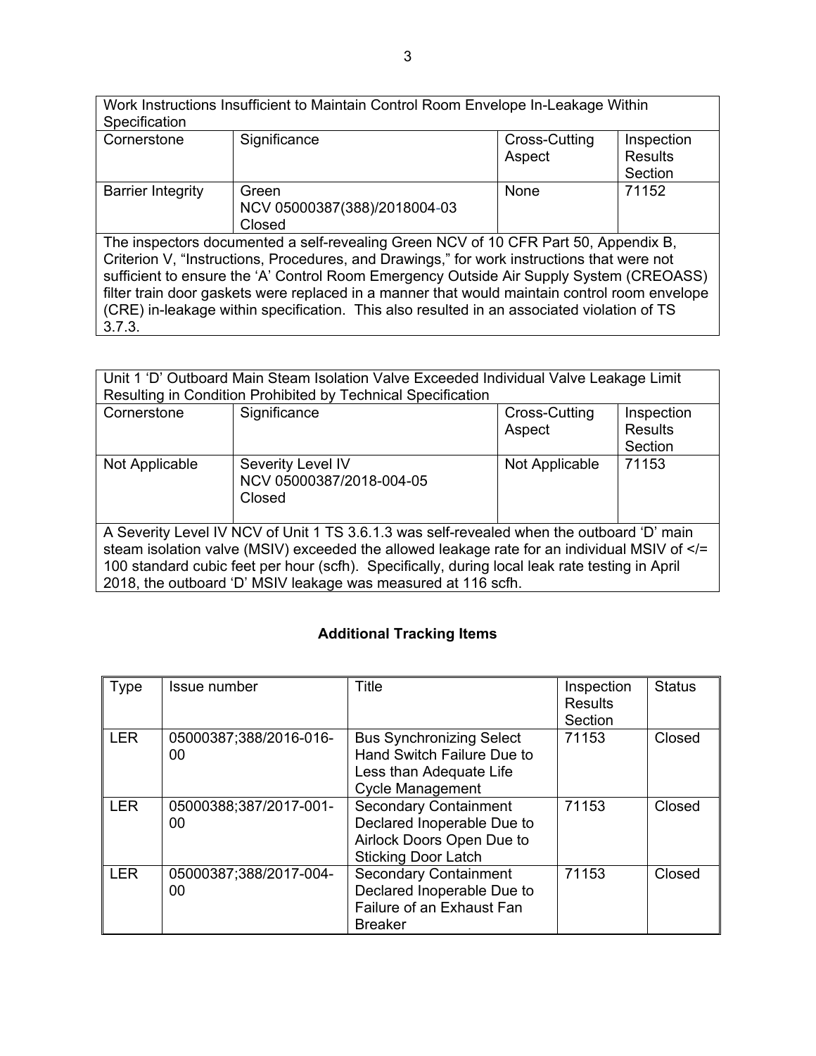| Work Instructions Insufficient to Maintain Control Room Envelope In-Leakage Within Specification | | | |
|---|---|---|---|
| Cornerstone | Significance | Cross-Cutting Aspect | Inspection Results Section |
| Barrier Integrity | Green<br>NCV 05000387(388)/2018004-03<br>Closed | None | 71152 |
| The inspectors documented a self-revealing Green NCV of 10 CFR Part 50, Appendix B, Criterion V, "Instructions, Procedures, and Drawings," for work instructions that were not sufficient to ensure the 'A' Control Room Emergency Outside Air Supply System (CREOASS) filter train door gaskets were replaced in a manner that would maintain control room envelope (CRE) in-leakage within specification. This also resulted in an associated violation of TS 3.7.3. | | | |

| Unit 1 'D' Outboard Main Steam Isolation Valve Exceeded Individual Valve Leakage Limit Resulting in Condition Prohibited by Technical Specification | | | |
|---|---|---|---|
| Cornerstone | Significance | Cross-Cutting Aspect | Inspection Results Section |
| Not Applicable | Severity Level IV<br>NCV 05000387/2018-004-05<br>Closed | Not Applicable | 71153 |
| A Severity Level IV NCV of Unit 1 TS 3.6.1.3 was self-revealed when the outboard 'D' main steam isolation valve (MSIV) exceeded the allowed leakage rate for an individual MSIV of </= 100 standard cubic feet per hour (scfh). Specifically, during local leak rate testing in April 2018, the outboard 'D' MSIV leakage was measured at 116 scfh. | | | |

## Additional Tracking Items

| Type | Issue number | Title | Inspection Results Section | Status |
|---|---|---|---|---|
| LER | 05000387;388/2016-016-00 | Bus Synchronizing Select Hand Switch Failure Due to Less than Adequate Life Cycle Management | 71153 | Closed |
| LER | 05000388;387/2017-001-00 | Secondary Containment Declared Inoperable Due to Airlock Doors Open Due to Sticking Door Latch | 71153 | Closed |
| LER | 05000387;388/2017-004-00 | Secondary Containment Declared Inoperable Due to Failure of an Exhaust Fan Breaker | 71153 | Closed |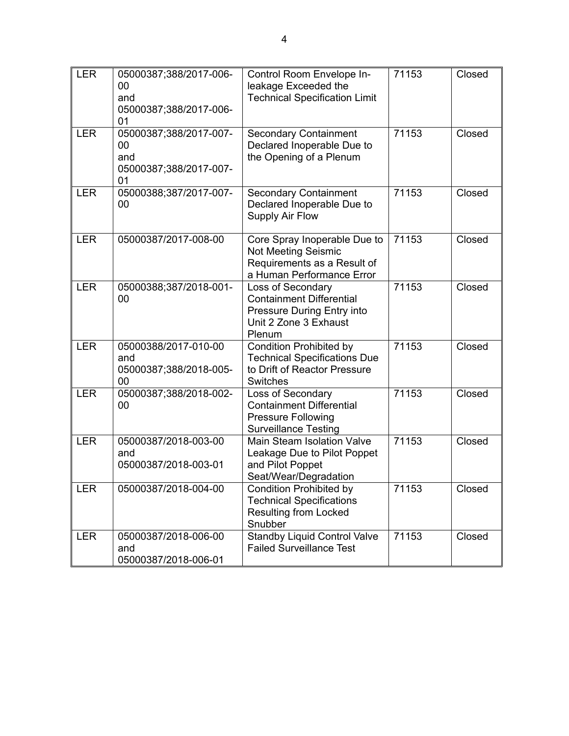| LER | 05000387;388/2017-006-00 and 05000387;388/2017-006-01 | Control Room Envelope In-leakage Exceeded the Technical Specification Limit | 71153 | Closed |
|---|---|---|---|---|
| LER | 05000387;388/2017-007-00 and 05000387;388/2017-007-01 | Secondary Containment Declared Inoperable Due to the Opening of a Plenum | 71153 | Closed |
| LER | 05000388;387/2017-007-00 | Secondary Containment Declared Inoperable Due to Supply Air Flow | 71153 | Closed |
| LER | 05000387/2017-008-00 | Core Spray Inoperable Due to Not Meeting Seismic Requirements as a Result of a Human Performance Error | 71153 | Closed |
| LER | 05000388;387/2018-001-00 | Loss of Secondary Containment Differential Pressure During Entry into Unit 2 Zone 3 Exhaust Plenum | 71153 | Closed |
| LER | 05000388/2017-010-00 and 05000387;388/2018-005-00 | Condition Prohibited by Technical Specifications Due to Drift of Reactor Pressure Switches | 71153 | Closed |
| LER | 05000387;388/2018-002-00 | Loss of Secondary Containment Differential Pressure Following Surveillance Testing | 71153 | Closed |
| LER | 05000387/2018-003-00 and 05000387/2018-003-01 | Main Steam Isolation Valve Leakage Due to Pilot Poppet and Pilot Poppet Seat/Wear/Degradation | 71153 | Closed |
| LER | 05000387/2018-004-00 | Condition Prohibited by Technical Specifications Resulting from Locked Snubber | 71153 | Closed |
| LER | 05000387/2018-006-00 and 05000387/2018-006-01 | Standby Liquid Control Valve Failed Surveillance Test | 71153 | Closed |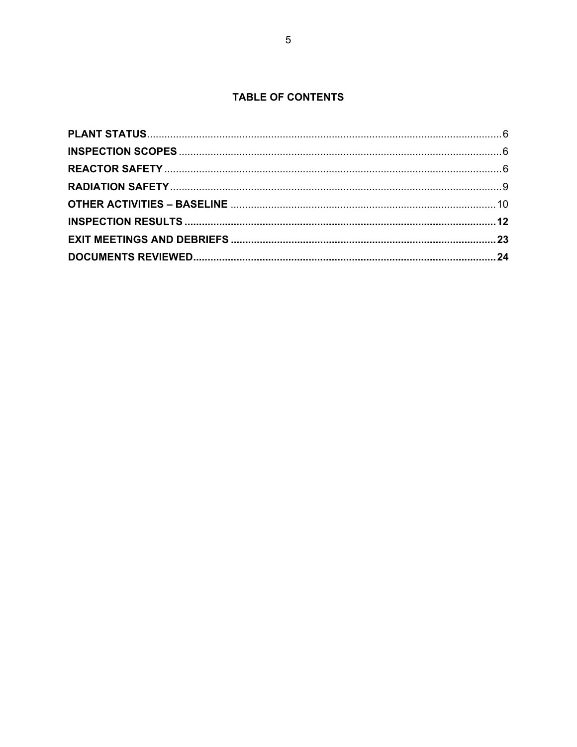# TABLE OF CONTENTS

**PLANT STATUS** .......... 6
**INSPECTION SCOPES** .......... 6
**REACTOR SAFETY** .......... 6
**RADIATION SAFETY** .......... 9
**OTHER ACTIVITIES – BASELINE** .......... 10
**INSPECTION RESULTS** .......... **12**
**EXIT MEETINGS AND DEBRIEFS** .......... **23**
**DOCUMENTS REVIEWED** .......... **24**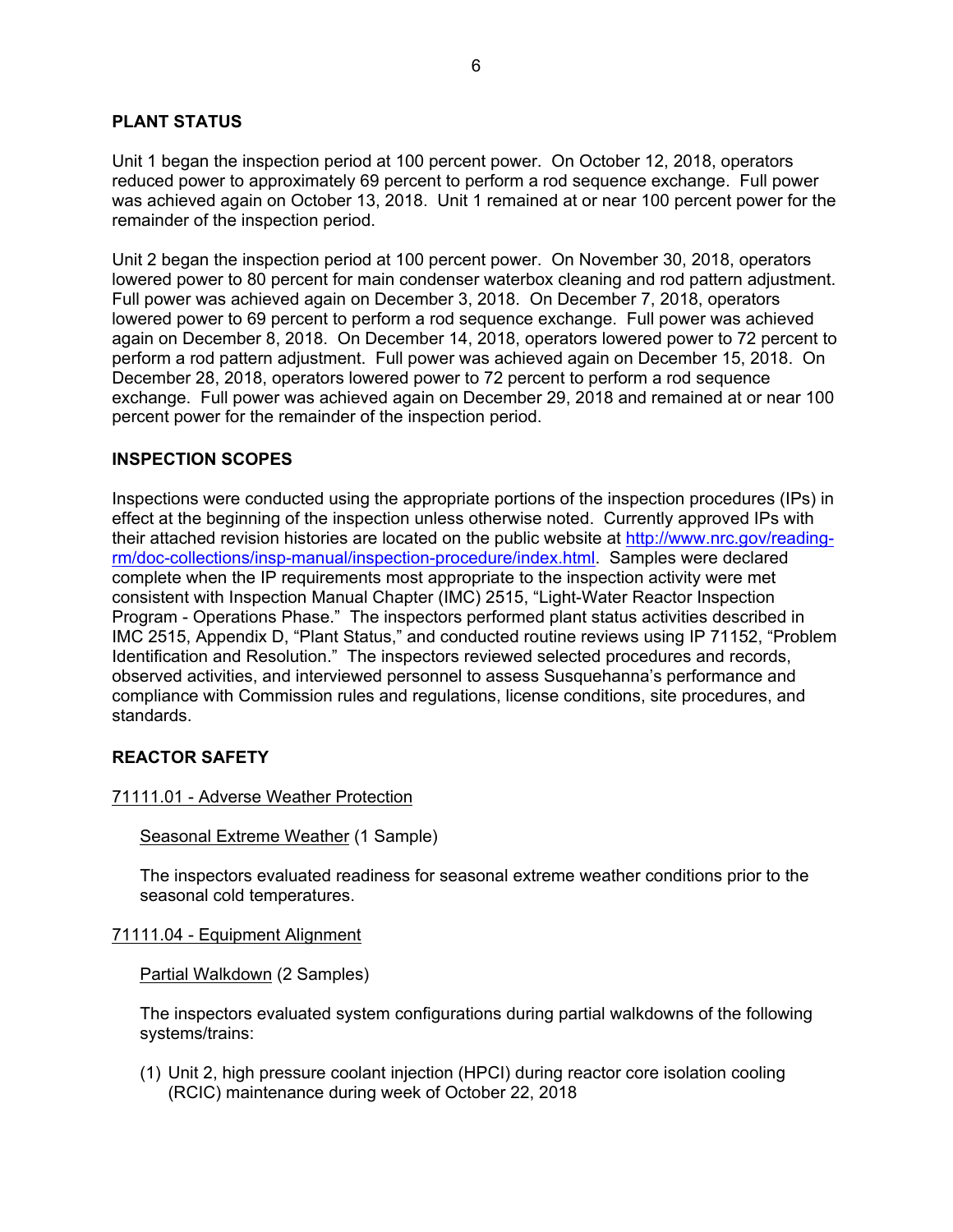## PLANT STATUS

Unit 1 began the inspection period at 100 percent power. On October 12, 2018, operators reduced power to approximately 69 percent to perform a rod sequence exchange. Full power was achieved again on October 13, 2018. Unit 1 remained at or near 100 percent power for the remainder of the inspection period.

Unit 2 began the inspection period at 100 percent power. On November 30, 2018, operators lowered power to 80 percent for main condenser waterbox cleaning and rod pattern adjustment. Full power was achieved again on December 3, 2018. On December 7, 2018, operators lowered power to 69 percent to perform a rod sequence exchange. Full power was achieved again on December 8, 2018. On December 14, 2018, operators lowered power to 72 percent to perform a rod pattern adjustment. Full power was achieved again on December 15, 2018. On December 28, 2018, operators lowered power to 72 percent to perform a rod sequence exchange. Full power was achieved again on December 29, 2018 and remained at or near 100 percent power for the remainder of the inspection period.

## INSPECTION SCOPES

Inspections were conducted using the appropriate portions of the inspection procedures (IPs) in effect at the beginning of the inspection unless otherwise noted. Currently approved IPs with their attached revision histories are located on the public website at [http://www.nrc.gov/reading-rm/doc-collections/insp-manual/inspection-procedure/index.html](http://www.nrc.gov/reading-rm/doc-collections/insp-manual/inspection-procedure/index.html). Samples were declared complete when the IP requirements most appropriate to the inspection activity were met consistent with Inspection Manual Chapter (IMC) 2515, "Light-Water Reactor Inspection Program - Operations Phase." The inspectors performed plant status activities described in IMC 2515, Appendix D, "Plant Status," and conducted routine reviews using IP 71152, "Problem Identification and Resolution." The inspectors reviewed selected procedures and records, observed activities, and interviewed personnel to assess Susquehanna's performance and compliance with Commission rules and regulations, license conditions, site procedures, and standards.

## REACTOR SAFETY

### 71111.01 - Adverse Weather Protection

#### Seasonal Extreme Weather (1 Sample)

The inspectors evaluated readiness for seasonal extreme weather conditions prior to the seasonal cold temperatures.

### 71111.04 - Equipment Alignment

#### Partial Walkdown (2 Samples)

The inspectors evaluated system configurations during partial walkdowns of the following systems/trains:

(1) Unit 2, high pressure coolant injection (HPCI) during reactor core isolation cooling (RCIC) maintenance during week of October 22, 2018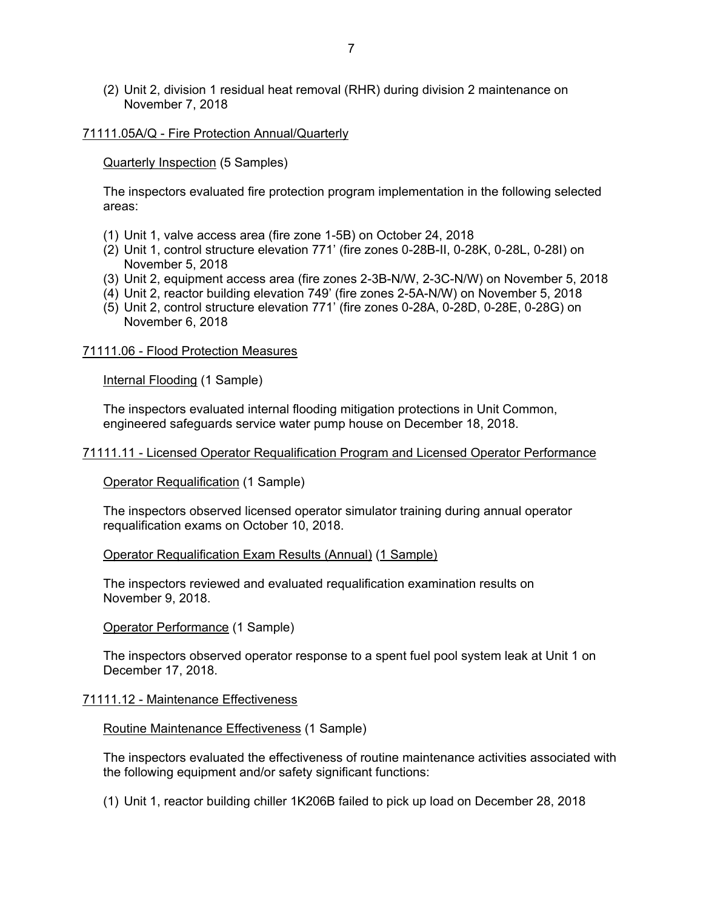(2) Unit 2, division 1 residual heat removal (RHR) during division 2 maintenance on November 7, 2018

<u>71111.05A/Q - Fire Protection Annual/Quarterly</u>

<u>Quarterly Inspection</u> (5 Samples)

The inspectors evaluated fire protection program implementation in the following selected areas:

(1) Unit 1, valve access area (fire zone 1-5B) on October 24, 2018
(2) Unit 1, control structure elevation 771' (fire zones 0-28B-II, 0-28K, 0-28L, 0-28I) on November 5, 2018
(3) Unit 2, equipment access area (fire zones 2-3B-N/W, 2-3C-N/W) on November 5, 2018
(4) Unit 2, reactor building elevation 749' (fire zones 2-5A-N/W) on November 5, 2018
(5) Unit 2, control structure elevation 771' (fire zones 0-28A, 0-28D, 0-28E, 0-28G) on November 6, 2018

<u>71111.06 - Flood Protection Measures</u>

<u>Internal Flooding</u> (1 Sample)

The inspectors evaluated internal flooding mitigation protections in Unit Common, engineered safeguards service water pump house on December 18, 2018.

<u>71111.11 - Licensed Operator Requalification Program and Licensed Operator Performance</u>

<u>Operator Requalification</u> (1 Sample)

The inspectors observed licensed operator simulator training during annual operator requalification exams on October 10, 2018.

<u>Operator Requalification Exam Results (Annual)</u> <u>(1 Sample)</u>

The inspectors reviewed and evaluated requalification examination results on November 9, 2018.

<u>Operator Performance</u> (1 Sample)

The inspectors observed operator response to a spent fuel pool system leak at Unit 1 on December 17, 2018.

<u>71111.12 - Maintenance Effectiveness</u>

<u>Routine Maintenance Effectiveness</u> (1 Sample)

The inspectors evaluated the effectiveness of routine maintenance activities associated with the following equipment and/or safety significant functions:

(1) Unit 1, reactor building chiller 1K206B failed to pick up load on December 28, 2018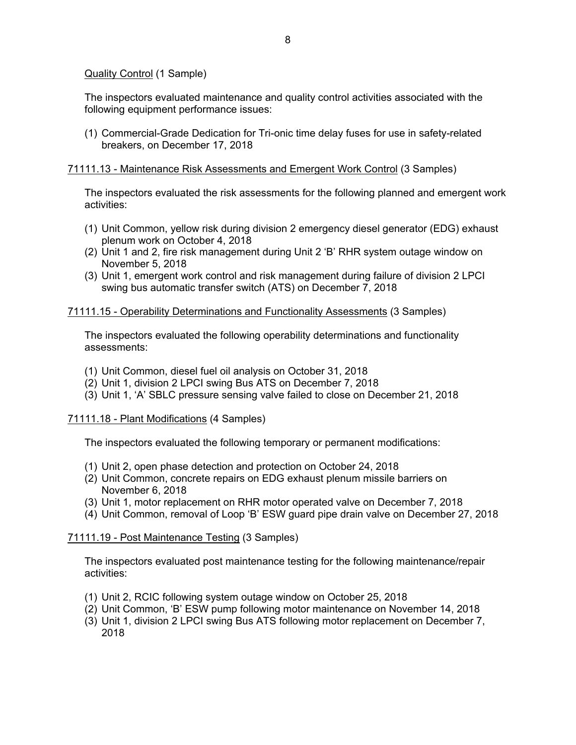Quality Control (1 Sample)

The inspectors evaluated maintenance and quality control activities associated with the following equipment performance issues:

(1) Commercial-Grade Dedication for Tri-onic time delay fuses for use in safety-related breakers, on December 17, 2018

71111.13 - Maintenance Risk Assessments and Emergent Work Control (3 Samples)

The inspectors evaluated the risk assessments for the following planned and emergent work activities:

(1) Unit Common, yellow risk during division 2 emergency diesel generator (EDG) exhaust plenum work on October 4, 2018
(2) Unit 1 and 2, fire risk management during Unit 2 'B' RHR system outage window on November 5, 2018
(3) Unit 1, emergent work control and risk management during failure of division 2 LPCI swing bus automatic transfer switch (ATS) on December 7, 2018

71111.15 - Operability Determinations and Functionality Assessments (3 Samples)

The inspectors evaluated the following operability determinations and functionality assessments:

(1) Unit Common, diesel fuel oil analysis on October 31, 2018
(2) Unit 1, division 2 LPCI swing Bus ATS on December 7, 2018
(3) Unit 1, 'A' SBLC pressure sensing valve failed to close on December 21, 2018

71111.18 - Plant Modifications (4 Samples)

The inspectors evaluated the following temporary or permanent modifications:

(1) Unit 2, open phase detection and protection on October 24, 2018
(2) Unit Common, concrete repairs on EDG exhaust plenum missile barriers on November 6, 2018
(3) Unit 1, motor replacement on RHR motor operated valve on December 7, 2018
(4) Unit Common, removal of Loop 'B' ESW guard pipe drain valve on December 27, 2018

71111.19 - Post Maintenance Testing (3 Samples)

The inspectors evaluated post maintenance testing for the following maintenance/repair activities:

(1) Unit 2, RCIC following system outage window on October 25, 2018
(2) Unit Common, 'B' ESW pump following motor maintenance on November 14, 2018
(3) Unit 1, division 2 LPCI swing Bus ATS following motor replacement on December 7, 2018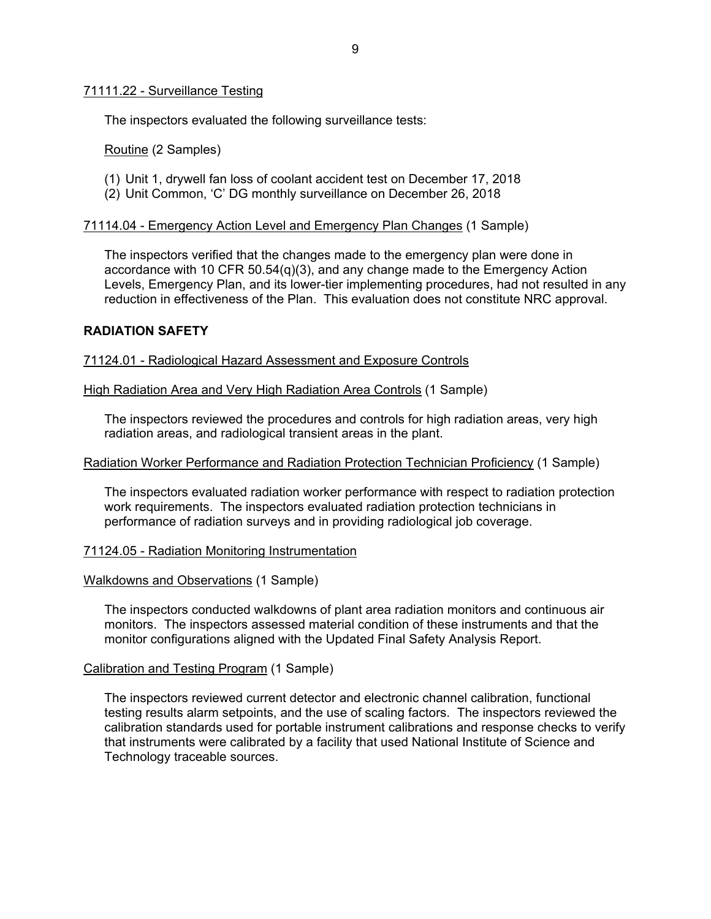71111.22 - Surveillance Testing

The inspectors evaluated the following surveillance tests:

Routine (2 Samples)

(1) Unit 1, drywell fan loss of coolant accident test on December 17, 2018
(2) Unit Common, 'C' DG monthly surveillance on December 26, 2018

71114.04 - Emergency Action Level and Emergency Plan Changes (1 Sample)

The inspectors verified that the changes made to the emergency plan were done in accordance with 10 CFR 50.54(q)(3), and any change made to the Emergency Action Levels, Emergency Plan, and its lower-tier implementing procedures, had not resulted in any reduction in effectiveness of the Plan. This evaluation does not constitute NRC approval.

**RADIATION SAFETY**

71124.01 - Radiological Hazard Assessment and Exposure Controls

High Radiation Area and Very High Radiation Area Controls (1 Sample)

The inspectors reviewed the procedures and controls for high radiation areas, very high radiation areas, and radiological transient areas in the plant.

Radiation Worker Performance and Radiation Protection Technician Proficiency (1 Sample)

The inspectors evaluated radiation worker performance with respect to radiation protection work requirements. The inspectors evaluated radiation protection technicians in performance of radiation surveys and in providing radiological job coverage.

71124.05 - Radiation Monitoring Instrumentation

Walkdowns and Observations (1 Sample)

The inspectors conducted walkdowns of plant area radiation monitors and continuous air monitors. The inspectors assessed material condition of these instruments and that the monitor configurations aligned with the Updated Final Safety Analysis Report.

Calibration and Testing Program (1 Sample)

The inspectors reviewed current detector and electronic channel calibration, functional testing results alarm setpoints, and the use of scaling factors. The inspectors reviewed the calibration standards used for portable instrument calibrations and response checks to verify that instruments were calibrated by a facility that used National Institute of Science and Technology traceable sources.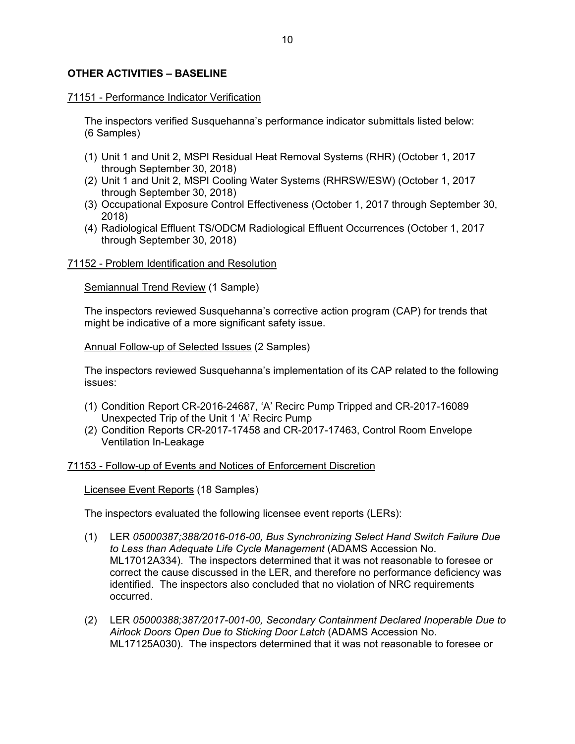## OTHER ACTIVITIES – BASELINE

71151 - Performance Indicator Verification

The inspectors verified Susquehanna's performance indicator submittals listed below: (6 Samples)

(1) Unit 1 and Unit 2, MSPI Residual Heat Removal Systems (RHR) (October 1, 2017 through September 30, 2018)
(2) Unit 1 and Unit 2, MSPI Cooling Water Systems (RHRSW/ESW) (October 1, 2017 through September 30, 2018)
(3) Occupational Exposure Control Effectiveness (October 1, 2017 through September 30, 2018)
(4) Radiological Effluent TS/ODCM Radiological Effluent Occurrences (October 1, 2017 through September 30, 2018)

71152 - Problem Identification and Resolution

Semiannual Trend Review (1 Sample)

The inspectors reviewed Susquehanna's corrective action program (CAP) for trends that might be indicative of a more significant safety issue.

Annual Follow-up of Selected Issues (2 Samples)

The inspectors reviewed Susquehanna's implementation of its CAP related to the following issues:

(1) Condition Report CR-2016-24687, 'A' Recirc Pump Tripped and CR-2017-16089 Unexpected Trip of the Unit 1 'A' Recirc Pump
(2) Condition Reports CR-2017-17458 and CR-2017-17463, Control Room Envelope Ventilation In-Leakage

71153 - Follow-up of Events and Notices of Enforcement Discretion

Licensee Event Reports (18 Samples)

The inspectors evaluated the following licensee event reports (LERs):

(1) LER *05000387;388/2016-016-00, Bus Synchronizing Select Hand Switch Failure Due to Less than Adequate Life Cycle Management* (ADAMS Accession No. ML17012A334). The inspectors determined that it was not reasonable to foresee or correct the cause discussed in the LER, and therefore no performance deficiency was identified. The inspectors also concluded that no violation of NRC requirements occurred.

(2) LER *05000388;387/2017-001-00, Secondary Containment Declared Inoperable Due to Airlock Doors Open Due to Sticking Door Latch* (ADAMS Accession No. ML17125A030). The inspectors determined that it was not reasonable to foresee or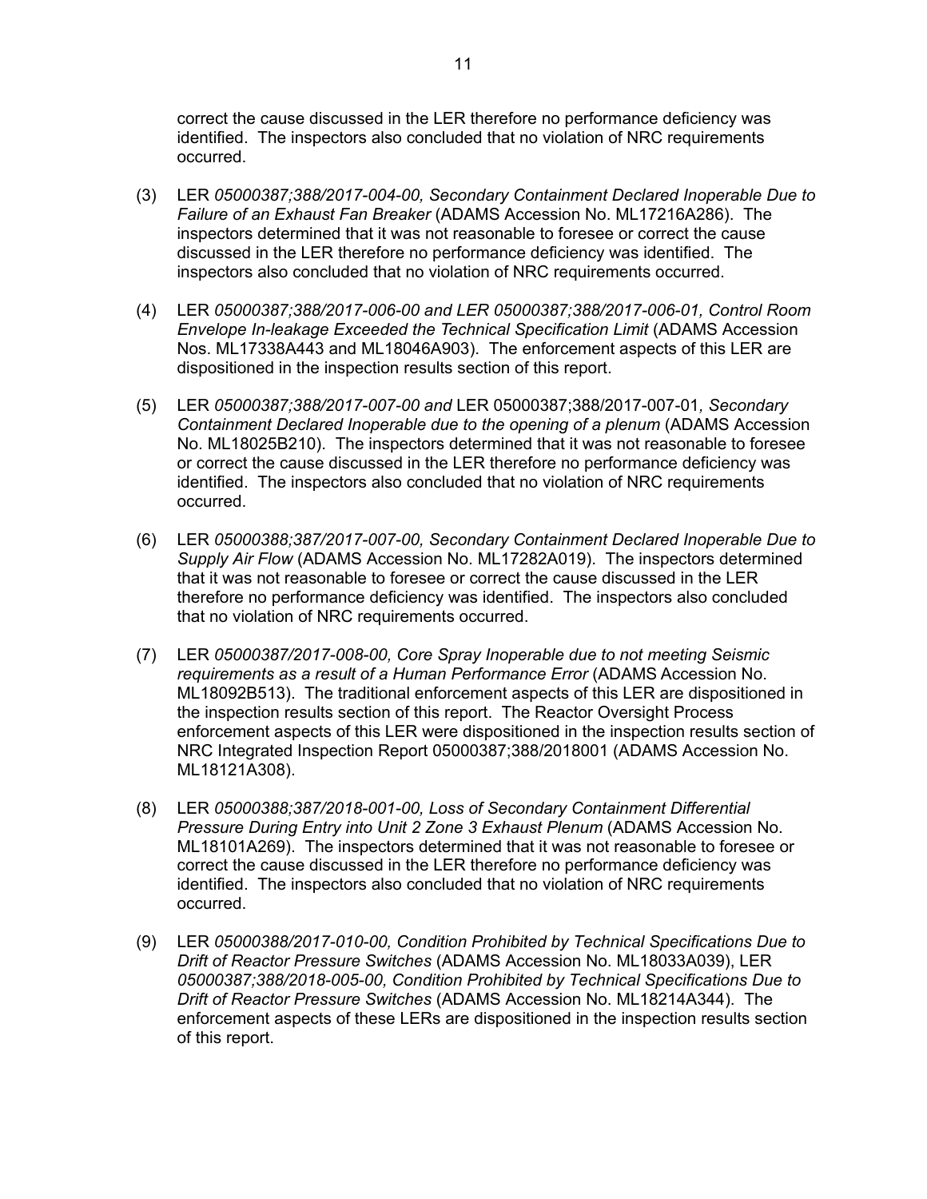correct the cause discussed in the LER therefore no performance deficiency was identified. The inspectors also concluded that no violation of NRC requirements occurred.

(3) LER *05000387;388/2017-004-00, Secondary Containment Declared Inoperable Due to Failure of an Exhaust Fan Breaker* (ADAMS Accession No. ML17216A286). The inspectors determined that it was not reasonable to foresee or correct the cause discussed in the LER therefore no performance deficiency was identified. The inspectors also concluded that no violation of NRC requirements occurred.

(4) LER *05000387;388/2017-006-00 and LER 05000387;388/2017-006-01, Control Room Envelope In-leakage Exceeded the Technical Specification Limit* (ADAMS Accession Nos. ML17338A443 and ML18046A903). The enforcement aspects of this LER are dispositioned in the inspection results section of this report.

(5) LER *05000387;388/2017-007-00 and* LER 05000387;388/2017-007-01*, Secondary Containment Declared Inoperable due to the opening of a plenum* (ADAMS Accession No. ML18025B210). The inspectors determined that it was not reasonable to foresee or correct the cause discussed in the LER therefore no performance deficiency was identified. The inspectors also concluded that no violation of NRC requirements occurred.

(6) LER *05000388;387/2017-007-00, Secondary Containment Declared Inoperable Due to Supply Air Flow* (ADAMS Accession No. ML17282A019). The inspectors determined that it was not reasonable to foresee or correct the cause discussed in the LER therefore no performance deficiency was identified. The inspectors also concluded that no violation of NRC requirements occurred.

(7) LER *05000387/2017-008-00, Core Spray Inoperable due to not meeting Seismic requirements as a result of a Human Performance Error* (ADAMS Accession No. ML18092B513). The traditional enforcement aspects of this LER are dispositioned in the inspection results section of this report. The Reactor Oversight Process enforcement aspects of this LER were dispositioned in the inspection results section of NRC Integrated Inspection Report 05000387;388/2018001 (ADAMS Accession No. ML18121A308).

(8) LER *05000388;387/2018-001-00, Loss of Secondary Containment Differential Pressure During Entry into Unit 2 Zone 3 Exhaust Plenum* (ADAMS Accession No. ML18101A269). The inspectors determined that it was not reasonable to foresee or correct the cause discussed in the LER therefore no performance deficiency was identified. The inspectors also concluded that no violation of NRC requirements occurred.

(9) LER *05000388/2017-010-00, Condition Prohibited by Technical Specifications Due to Drift of Reactor Pressure Switches* (ADAMS Accession No. ML18033A039), LER *05000387;388/2018-005-00, Condition Prohibited by Technical Specifications Due to Drift of Reactor Pressure Switches* (ADAMS Accession No. ML18214A344). The enforcement aspects of these LERs are dispositioned in the inspection results section of this report.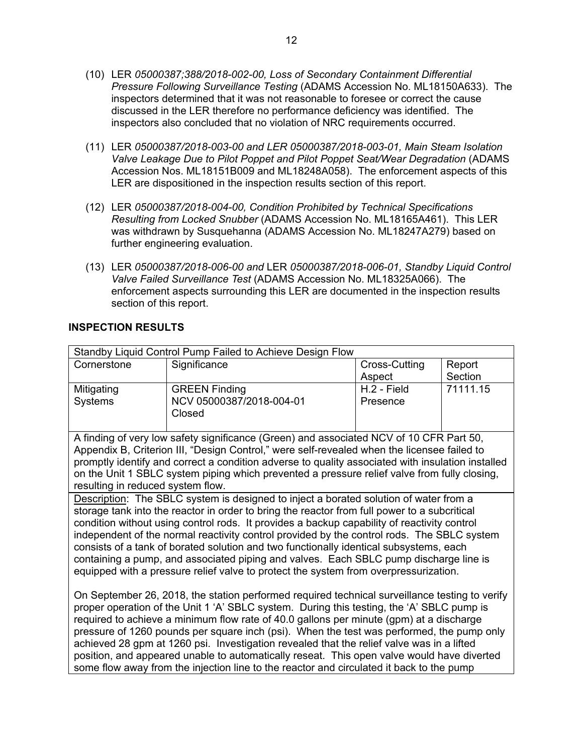(10) LER *05000387;388/2018-002-00, Loss of Secondary Containment Differential Pressure Following Surveillance Testing* (ADAMS Accession No. ML18150A633). The inspectors determined that it was not reasonable to foresee or correct the cause discussed in the LER therefore no performance deficiency was identified. The inspectors also concluded that no violation of NRC requirements occurred.

(11) LER *05000387/2018-003-00 and LER 05000387/2018-003-01, Main Steam Isolation Valve Leakage Due to Pilot Poppet and Pilot Poppet Seat/Wear Degradation* (ADAMS Accession Nos. ML18151B009 and ML18248A058). The enforcement aspects of this LER are dispositioned in the inspection results section of this report.

(12) LER *05000387/2018-004-00, Condition Prohibited by Technical Specifications Resulting from Locked Snubber* (ADAMS Accession No. ML18165A461). This LER was withdrawn by Susquehanna (ADAMS Accession No. ML18247A279) based on further engineering evaluation.

(13) LER *05000387/2018-006-00 and* LER *05000387/2018-006-01, Standby Liquid Control Valve Failed Surveillance Test* (ADAMS Accession No. ML18325A066). The enforcement aspects surrounding this LER are documented in the inspection results section of this report.

## INSPECTION RESULTS

| Standby Liquid Control Pump Failed to Achieve Design Flow | | | |
|---|---|---|---|
| Cornerstone | Significance | Cross-Cutting Aspect | Report Section |
| Mitigating Systems | GREEN Finding<br>NCV 05000387/2018-004-01<br>Closed | H.2 - Field Presence | 71111.15 |

A finding of very low safety significance (Green) and associated NCV of 10 CFR Part 50, Appendix B, Criterion III, "Design Control," were self-revealed when the licensee failed to promptly identify and correct a condition adverse to quality associated with insulation installed on the Unit 1 SBLC system piping which prevented a pressure relief valve from fully closing, resulting in reduced system flow.

Description: The SBLC system is designed to inject a borated solution of water from a storage tank into the reactor in order to bring the reactor from full power to a subcritical condition without using control rods. It provides a backup capability of reactivity control independent of the normal reactivity control provided by the control rods. The SBLC system consists of a tank of borated solution and two functionally identical subsystems, each containing a pump, and associated piping and valves. Each SBLC pump discharge line is equipped with a pressure relief valve to protect the system from overpressurization.

On September 26, 2018, the station performed required technical surveillance testing to verify proper operation of the Unit 1 'A' SBLC system. During this testing, the 'A' SBLC pump is required to achieve a minimum flow rate of 40.0 gallons per minute (gpm) at a discharge pressure of 1260 pounds per square inch (psi). When the test was performed, the pump only achieved 28 gpm at 1260 psi. Investigation revealed that the relief valve was in a lifted position, and appeared unable to automatically reseat. This open valve would have diverted some flow away from the injection line to the reactor and circulated it back to the pump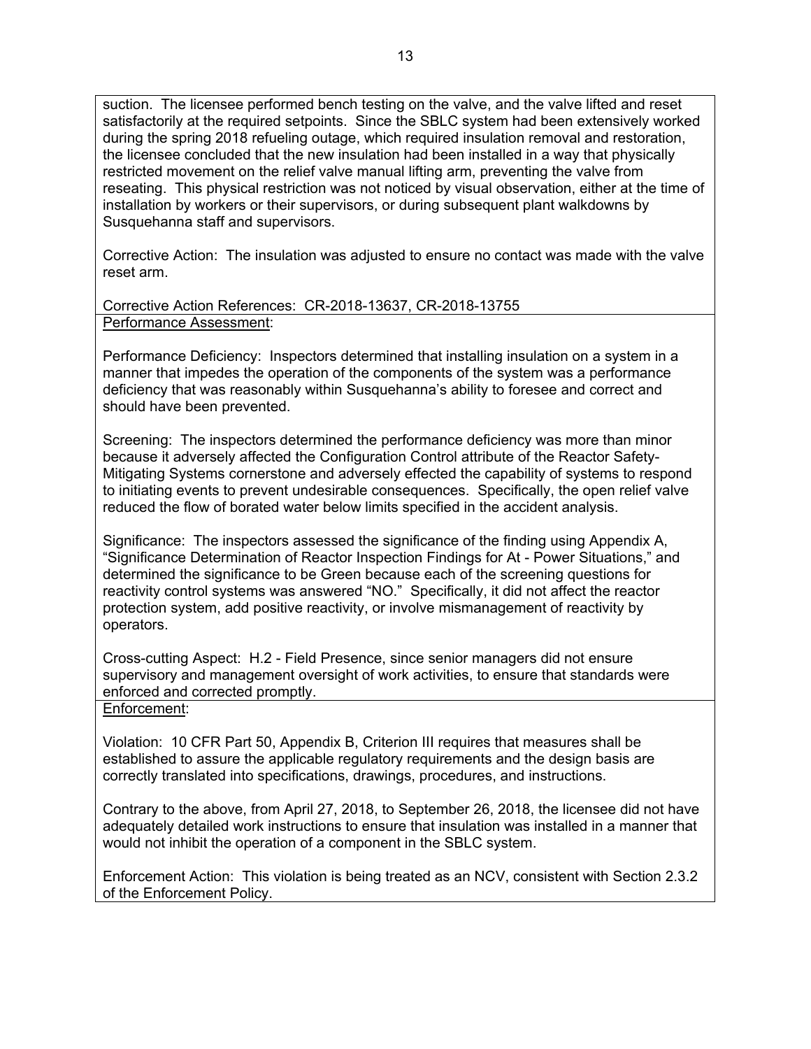suction. The licensee performed bench testing on the valve, and the valve lifted and reset satisfactorily at the required setpoints. Since the SBLC system had been extensively worked during the spring 2018 refueling outage, which required insulation removal and restoration, the licensee concluded that the new insulation had been installed in a way that physically restricted movement on the relief valve manual lifting arm, preventing the valve from reseating. This physical restriction was not noticed by visual observation, either at the time of installation by workers or their supervisors, or during subsequent plant walkdowns by Susquehanna staff and supervisors.

Corrective Action: The insulation was adjusted to ensure no contact was made with the valve reset arm.

Corrective Action References: CR-2018-13637, CR-2018-13755

Performance Assessment:

Performance Deficiency: Inspectors determined that installing insulation on a system in a manner that impedes the operation of the components of the system was a performance deficiency that was reasonably within Susquehanna's ability to foresee and correct and should have been prevented.

Screening: The inspectors determined the performance deficiency was more than minor because it adversely affected the Configuration Control attribute of the Reactor Safety-Mitigating Systems cornerstone and adversely effected the capability of systems to respond to initiating events to prevent undesirable consequences. Specifically, the open relief valve reduced the flow of borated water below limits specified in the accident analysis.

Significance: The inspectors assessed the significance of the finding using Appendix A, "Significance Determination of Reactor Inspection Findings for At - Power Situations," and determined the significance to be Green because each of the screening questions for reactivity control systems was answered "NO." Specifically, it did not affect the reactor protection system, add positive reactivity, or involve mismanagement of reactivity by operators.

Cross-cutting Aspect: H.2 - Field Presence, since senior managers did not ensure supervisory and management oversight of work activities, to ensure that standards were enforced and corrected promptly.

Enforcement:

Violation: 10 CFR Part 50, Appendix B, Criterion III requires that measures shall be established to assure the applicable regulatory requirements and the design basis are correctly translated into specifications, drawings, procedures, and instructions.

Contrary to the above, from April 27, 2018, to September 26, 2018, the licensee did not have adequately detailed work instructions to ensure that insulation was installed in a manner that would not inhibit the operation of a component in the SBLC system.

Enforcement Action: This violation is being treated as an NCV, consistent with Section 2.3.2 of the Enforcement Policy.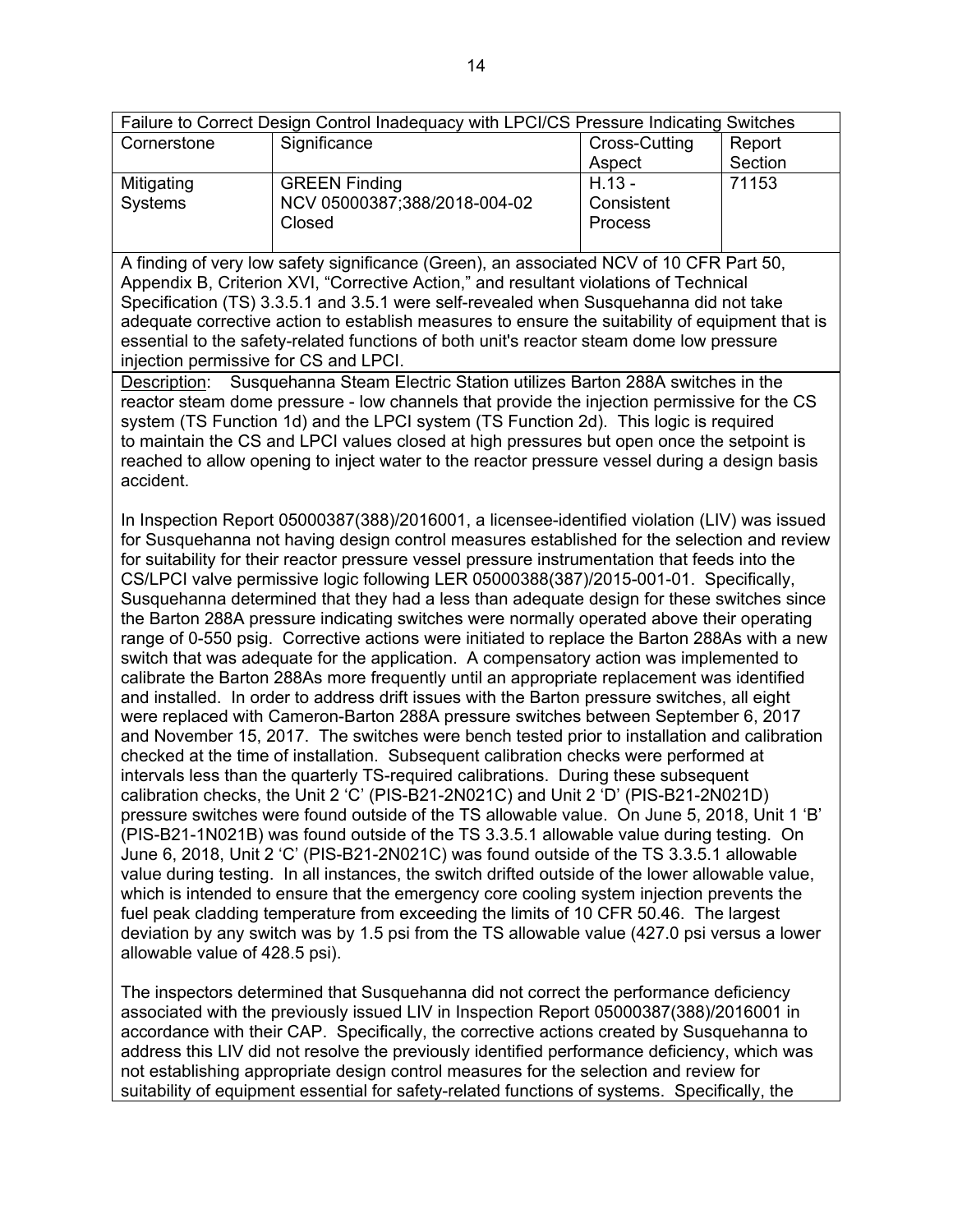| Failure to Correct Design Control Inadequacy with LPCI/CS Pressure Indicating Switches | | | |
|---|---|---|---|
| Cornerstone | Significance | Cross-Cutting Aspect | Report Section |
| Mitigating Systems | GREEN Finding<br>NCV 05000387;388/2018-004-02<br>Closed | H.13 - Consistent Process | 71153 |

A finding of very low safety significance (Green), an associated NCV of 10 CFR Part 50, Appendix B, Criterion XVI, "Corrective Action," and resultant violations of Technical Specification (TS) 3.3.5.1 and 3.5.1 were self-revealed when Susquehanna did not take adequate corrective action to establish measures to ensure the suitability of equipment that is essential to the safety-related functions of both unit's reactor steam dome low pressure injection permissive for CS and LPCI.

Description: Susquehanna Steam Electric Station utilizes Barton 288A switches in the reactor steam dome pressure - low channels that provide the injection permissive for the CS system (TS Function 1d) and the LPCI system (TS Function 2d). This logic is required to maintain the CS and LPCI values closed at high pressures but open once the setpoint is reached to allow opening to inject water to the reactor pressure vessel during a design basis accident.

In Inspection Report 05000387(388)/2016001, a licensee-identified violation (LIV) was issued for Susquehanna not having design control measures established for the selection and review for suitability for their reactor pressure vessel pressure instrumentation that feeds into the CS/LPCI valve permissive logic following LER 05000388(387)/2015-001-01. Specifically, Susquehanna determined that they had a less than adequate design for these switches since the Barton 288A pressure indicating switches were normally operated above their operating range of 0-550 psig. Corrective actions were initiated to replace the Barton 288As with a new switch that was adequate for the application. A compensatory action was implemented to calibrate the Barton 288As more frequently until an appropriate replacement was identified and installed. In order to address drift issues with the Barton pressure switches, all eight were replaced with Cameron-Barton 288A pressure switches between September 6, 2017 and November 15, 2017. The switches were bench tested prior to installation and calibration checked at the time of installation. Subsequent calibration checks were performed at intervals less than the quarterly TS-required calibrations. During these subsequent calibration checks, the Unit 2 'C' (PIS-B21-2N021C) and Unit 2 'D' (PIS-B21-2N021D) pressure switches were found outside of the TS allowable value. On June 5, 2018, Unit 1 'B' (PIS-B21-1N021B) was found outside of the TS 3.3.5.1 allowable value during testing. On June 6, 2018, Unit 2 'C' (PIS-B21-2N021C) was found outside of the TS 3.3.5.1 allowable value during testing. In all instances, the switch drifted outside of the lower allowable value, which is intended to ensure that the emergency core cooling system injection prevents the fuel peak cladding temperature from exceeding the limits of 10 CFR 50.46. The largest deviation by any switch was by 1.5 psi from the TS allowable value (427.0 psi versus a lower allowable value of 428.5 psi).

The inspectors determined that Susquehanna did not correct the performance deficiency associated with the previously issued LIV in Inspection Report 05000387(388)/2016001 in accordance with their CAP. Specifically, the corrective actions created by Susquehanna to address this LIV did not resolve the previously identified performance deficiency, which was not establishing appropriate design control measures for the selection and review for suitability of equipment essential for safety-related functions of systems. Specifically, the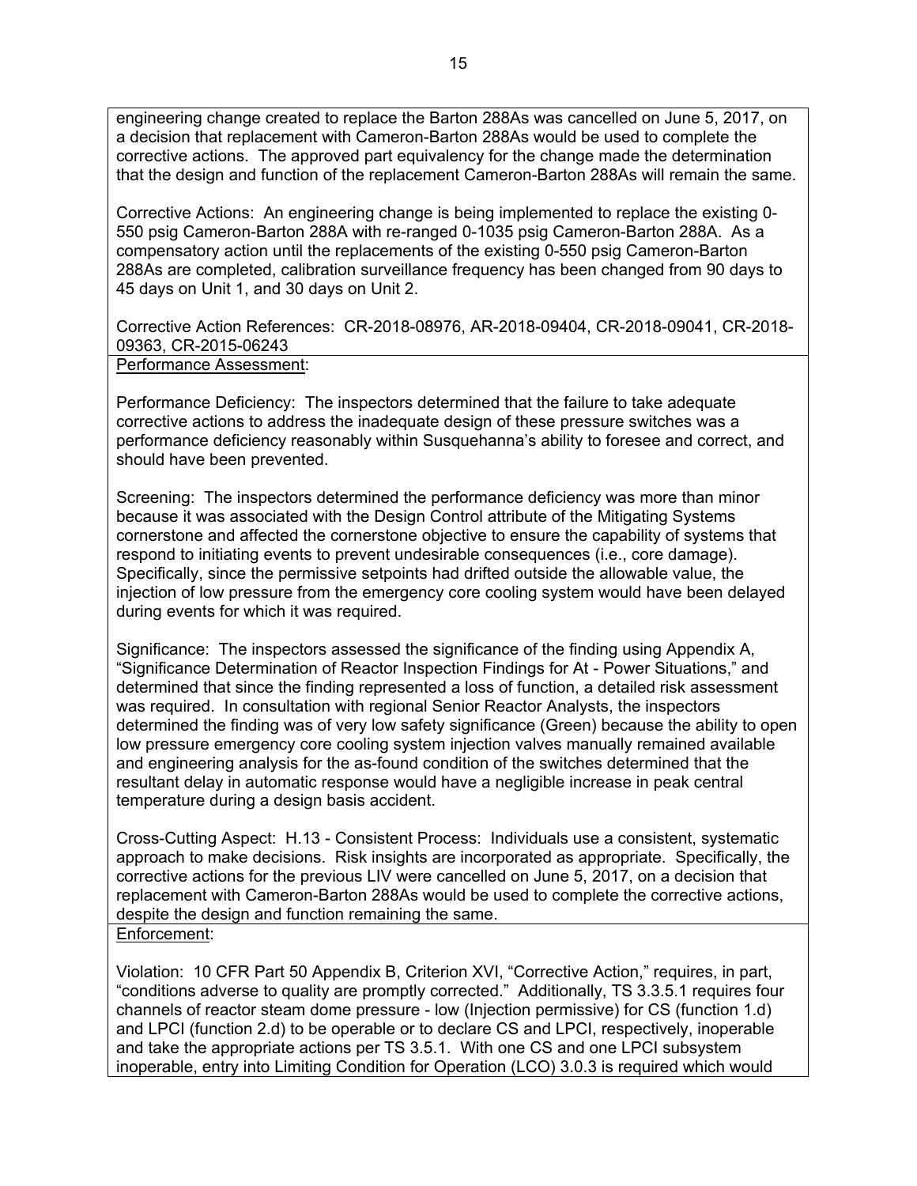engineering change created to replace the Barton 288As was cancelled on June 5, 2017, on a decision that replacement with Cameron-Barton 288As would be used to complete the corrective actions. The approved part equivalency for the change made the determination that the design and function of the replacement Cameron-Barton 288As will remain the same.

Corrective Actions: An engineering change is being implemented to replace the existing 0-550 psig Cameron-Barton 288A with re-ranged 0-1035 psig Cameron-Barton 288A. As a compensatory action until the replacements of the existing 0-550 psig Cameron-Barton 288As are completed, calibration surveillance frequency has been changed from 90 days to 45 days on Unit 1, and 30 days on Unit 2.

Corrective Action References: CR-2018-08976, AR-2018-09404, CR-2018-09041, CR-2018-09363, CR-2015-06243

Performance Assessment:

Performance Deficiency: The inspectors determined that the failure to take adequate corrective actions to address the inadequate design of these pressure switches was a performance deficiency reasonably within Susquehanna's ability to foresee and correct, and should have been prevented.

Screening: The inspectors determined the performance deficiency was more than minor because it was associated with the Design Control attribute of the Mitigating Systems cornerstone and affected the cornerstone objective to ensure the capability of systems that respond to initiating events to prevent undesirable consequences (i.e., core damage). Specifically, since the permissive setpoints had drifted outside the allowable value, the injection of low pressure from the emergency core cooling system would have been delayed during events for which it was required.

Significance: The inspectors assessed the significance of the finding using Appendix A, "Significance Determination of Reactor Inspection Findings for At - Power Situations," and determined that since the finding represented a loss of function, a detailed risk assessment was required. In consultation with regional Senior Reactor Analysts, the inspectors determined the finding was of very low safety significance (Green) because the ability to open low pressure emergency core cooling system injection valves manually remained available and engineering analysis for the as-found condition of the switches determined that the resultant delay in automatic response would have a negligible increase in peak central temperature during a design basis accident.

Cross-Cutting Aspect: H.13 - Consistent Process: Individuals use a consistent, systematic approach to make decisions. Risk insights are incorporated as appropriate. Specifically, the corrective actions for the previous LIV were cancelled on June 5, 2017, on a decision that replacement with Cameron-Barton 288As would be used to complete the corrective actions, despite the design and function remaining the same.

Enforcement:

Violation: 10 CFR Part 50 Appendix B, Criterion XVI, "Corrective Action," requires, in part, "conditions adverse to quality are promptly corrected." Additionally, TS 3.3.5.1 requires four channels of reactor steam dome pressure - low (Injection permissive) for CS (function 1.d) and LPCI (function 2.d) to be operable or to declare CS and LPCI, respectively, inoperable and take the appropriate actions per TS 3.5.1. With one CS and one LPCI subsystem inoperable, entry into Limiting Condition for Operation (LCO) 3.0.3 is required which would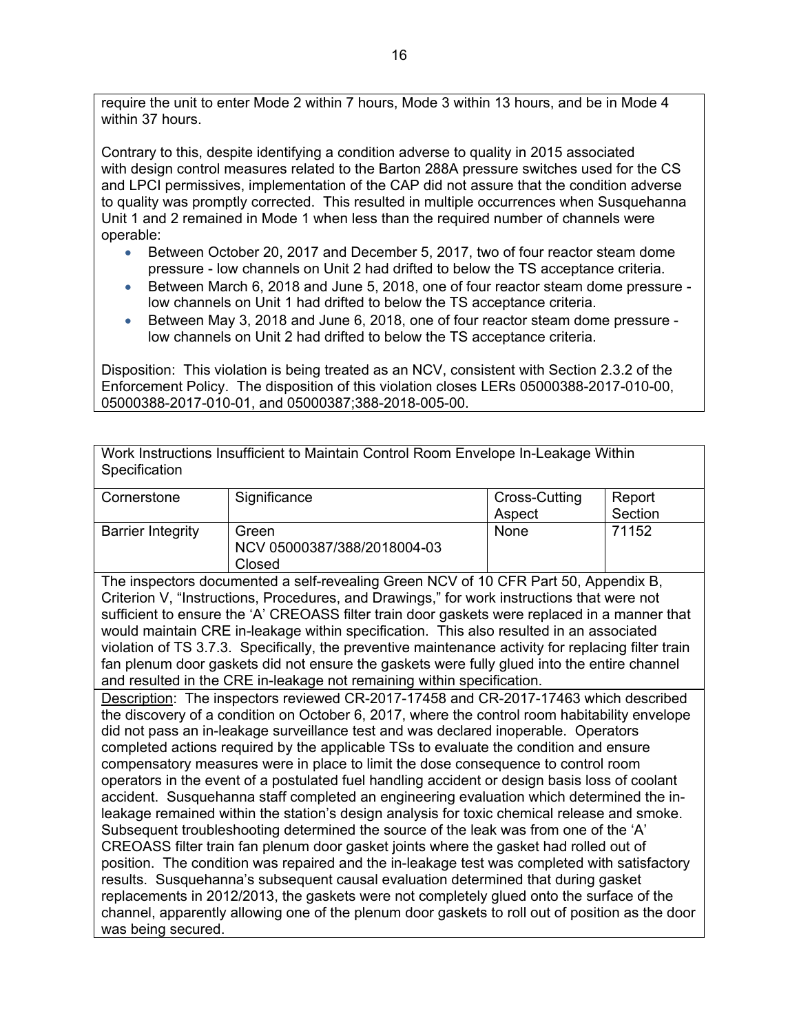require the unit to enter Mode 2 within 7 hours, Mode 3 within 13 hours, and be in Mode 4 within 37 hours.

Contrary to this, despite identifying a condition adverse to quality in 2015 associated with design control measures related to the Barton 288A pressure switches used for the CS and LPCI permissives, implementation of the CAP did not assure that the condition adverse to quality was promptly corrected. This resulted in multiple occurrences when Susquehanna Unit 1 and 2 remained in Mode 1 when less than the required number of channels were operable:

- Between October 20, 2017 and December 5, 2017, two of four reactor steam dome pressure - low channels on Unit 2 had drifted to below the TS acceptance criteria.
- Between March 6, 2018 and June 5, 2018, one of four reactor steam dome pressure - low channels on Unit 1 had drifted to below the TS acceptance criteria.
- Between May 3, 2018 and June 6, 2018, one of four reactor steam dome pressure - low channels on Unit 2 had drifted to below the TS acceptance criteria.

Disposition: This violation is being treated as an NCV, consistent with Section 2.3.2 of the Enforcement Policy. The disposition of this violation closes LERs 05000388-2017-010-00, 05000388-2017-010-01, and 05000387;388-2018-005-00.

**Work Instructions Insufficient to Maintain Control Room Envelope In-Leakage Within Specification**

| Cornerstone | Significance | Cross-Cutting Aspect | Report Section |
|---|---|---|---|
| Barrier Integrity | Green NCV 05000387/388/2018004-03 Closed | None | 71152 |

The inspectors documented a self-revealing Green NCV of 10 CFR Part 50, Appendix B, Criterion V, "Instructions, Procedures, and Drawings," for work instructions that were not sufficient to ensure the 'A' CREOASS filter train door gaskets were replaced in a manner that would maintain CRE in-leakage within specification. This also resulted in an associated violation of TS 3.7.3. Specifically, the preventive maintenance activity for replacing filter train fan plenum door gaskets did not ensure the gaskets were fully glued into the entire channel and resulted in the CRE in-leakage not remaining within specification.

Description: The inspectors reviewed CR-2017-17458 and CR-2017-17463 which described the discovery of a condition on October 6, 2017, where the control room habitability envelope did not pass an in-leakage surveillance test and was declared inoperable. Operators completed actions required by the applicable TSs to evaluate the condition and ensure compensatory measures were in place to limit the dose consequence to control room operators in the event of a postulated fuel handling accident or design basis loss of coolant accident. Susquehanna staff completed an engineering evaluation which determined the in-leakage remained within the station's design analysis for toxic chemical release and smoke. Subsequent troubleshooting determined the source of the leak was from one of the 'A' CREOASS filter train fan plenum door gasket joints where the gasket had rolled out of position. The condition was repaired and the in-leakage test was completed with satisfactory results. Susquehanna's subsequent causal evaluation determined that during gasket replacements in 2012/2013, the gaskets were not completely glued onto the surface of the channel, apparently allowing one of the plenum door gaskets to roll out of position as the door was being secured.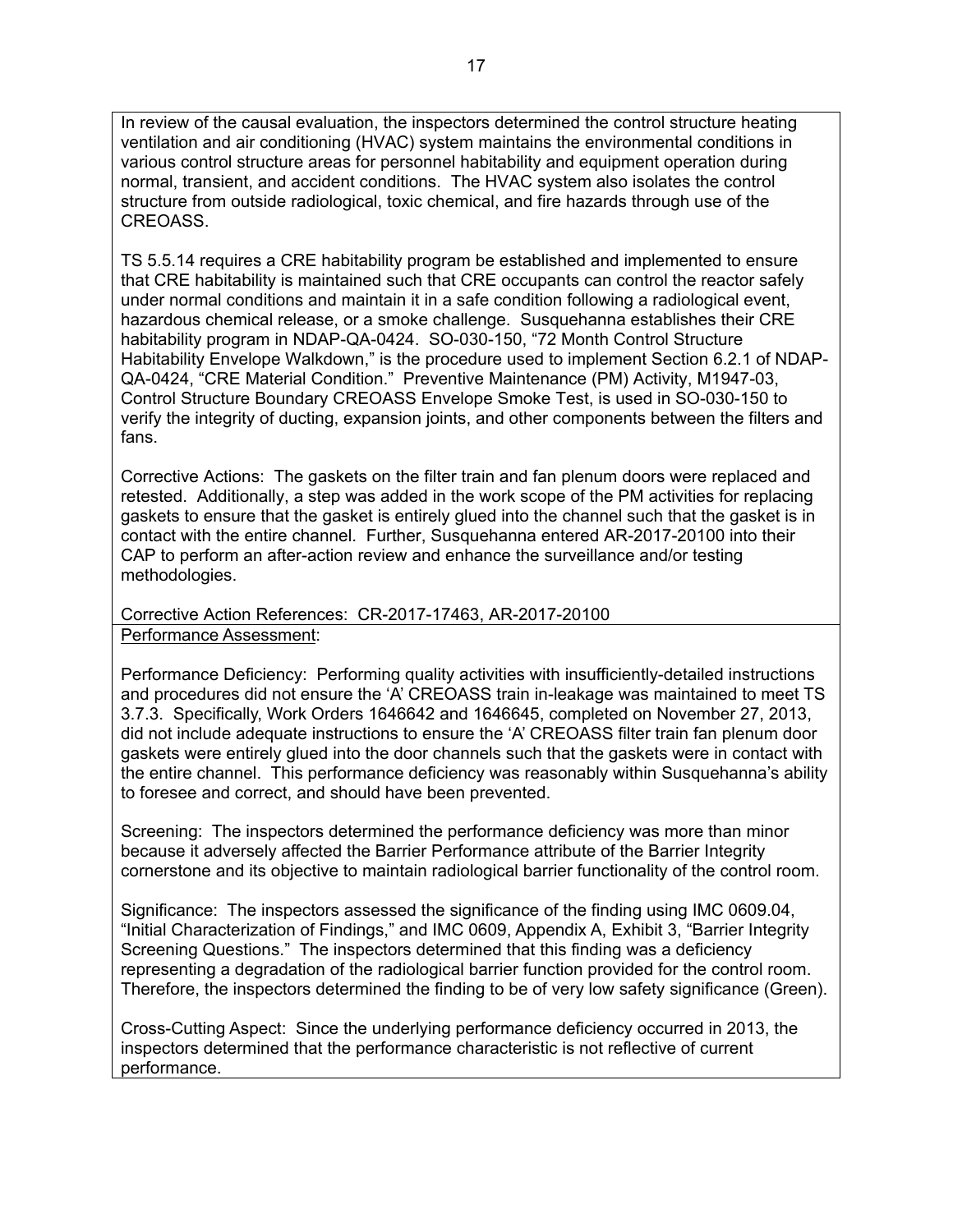In review of the causal evaluation, the inspectors determined the control structure heating ventilation and air conditioning (HVAC) system maintains the environmental conditions in various control structure areas for personnel habitability and equipment operation during normal, transient, and accident conditions. The HVAC system also isolates the control structure from outside radiological, toxic chemical, and fire hazards through use of the CREOASS.

TS 5.5.14 requires a CRE habitability program be established and implemented to ensure that CRE habitability is maintained such that CRE occupants can control the reactor safely under normal conditions and maintain it in a safe condition following a radiological event, hazardous chemical release, or a smoke challenge. Susquehanna establishes their CRE habitability program in NDAP-QA-0424. SO-030-150, "72 Month Control Structure Habitability Envelope Walkdown," is the procedure used to implement Section 6.2.1 of NDAP-QA-0424, "CRE Material Condition." Preventive Maintenance (PM) Activity, M1947-03, Control Structure Boundary CREOASS Envelope Smoke Test, is used in SO-030-150 to verify the integrity of ducting, expansion joints, and other components between the filters and fans.

Corrective Actions: The gaskets on the filter train and fan plenum doors were replaced and retested. Additionally, a step was added in the work scope of the PM activities for replacing gaskets to ensure that the gasket is entirely glued into the channel such that the gasket is in contact with the entire channel. Further, Susquehanna entered AR-2017-20100 into their CAP to perform an after-action review and enhance the surveillance and/or testing methodologies.

Corrective Action References: CR-2017-17463, AR-2017-20100

Performance Assessment:

Performance Deficiency: Performing quality activities with insufficiently-detailed instructions and procedures did not ensure the 'A' CREOASS train in-leakage was maintained to meet TS 3.7.3. Specifically, Work Orders 1646642 and 1646645, completed on November 27, 2013, did not include adequate instructions to ensure the 'A' CREOASS filter train fan plenum door gaskets were entirely glued into the door channels such that the gaskets were in contact with the entire channel. This performance deficiency was reasonably within Susquehanna's ability to foresee and correct, and should have been prevented.

Screening: The inspectors determined the performance deficiency was more than minor because it adversely affected the Barrier Performance attribute of the Barrier Integrity cornerstone and its objective to maintain radiological barrier functionality of the control room.

Significance: The inspectors assessed the significance of the finding using IMC 0609.04, "Initial Characterization of Findings," and IMC 0609, Appendix A, Exhibit 3, "Barrier Integrity Screening Questions." The inspectors determined that this finding was a deficiency representing a degradation of the radiological barrier function provided for the control room. Therefore, the inspectors determined the finding to be of very low safety significance (Green).

Cross-Cutting Aspect: Since the underlying performance deficiency occurred in 2013, the inspectors determined that the performance characteristic is not reflective of current performance.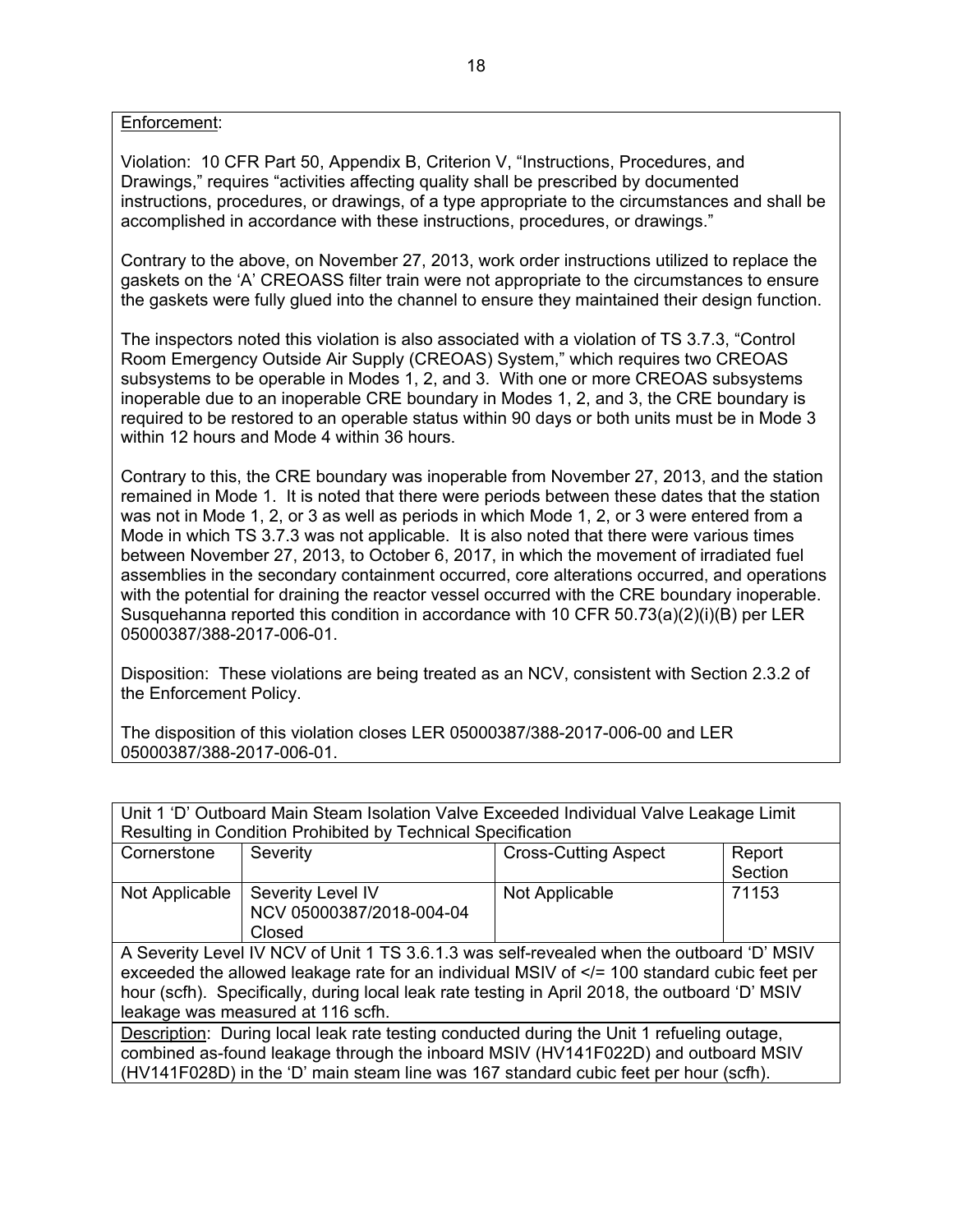Enforcement:

Violation: 10 CFR Part 50, Appendix B, Criterion V, "Instructions, Procedures, and Drawings," requires "activities affecting quality shall be prescribed by documented instructions, procedures, or drawings, of a type appropriate to the circumstances and shall be accomplished in accordance with these instructions, procedures, or drawings."

Contrary to the above, on November 27, 2013, work order instructions utilized to replace the gaskets on the 'A' CREOASS filter train were not appropriate to the circumstances to ensure the gaskets were fully glued into the channel to ensure they maintained their design function.

The inspectors noted this violation is also associated with a violation of TS 3.7.3, "Control Room Emergency Outside Air Supply (CREOAS) System," which requires two CREOAS subsystems to be operable in Modes 1, 2, and 3. With one or more CREOAS subsystems inoperable due to an inoperable CRE boundary in Modes 1, 2, and 3, the CRE boundary is required to be restored to an operable status within 90 days or both units must be in Mode 3 within 12 hours and Mode 4 within 36 hours.

Contrary to this, the CRE boundary was inoperable from November 27, 2013, and the station remained in Mode 1. It is noted that there were periods between these dates that the station was not in Mode 1, 2, or 3 as well as periods in which Mode 1, 2, or 3 were entered from a Mode in which TS 3.7.3 was not applicable. It is also noted that there were various times between November 27, 2013, to October 6, 2017, in which the movement of irradiated fuel assemblies in the secondary containment occurred, core alterations occurred, and operations with the potential for draining the reactor vessel occurred with the CRE boundary inoperable. Susquehanna reported this condition in accordance with 10 CFR 50.73(a)(2)(i)(B) per LER 05000387/388-2017-006-01.

Disposition: These violations are being treated as an NCV, consistent with Section 2.3.2 of the Enforcement Policy.

The disposition of this violation closes LER 05000387/388-2017-006-00 and LER 05000387/388-2017-006-01.

| Unit 1 'D' Outboard Main Steam Isolation Valve Exceeded Individual Valve Leakage Limit Resulting in Condition Prohibited by Technical Specification | | | |
|---|---|---|---|
| Cornerstone | Severity | Cross-Cutting Aspect | Report Section |
| Not Applicable | Severity Level IV NCV 05000387/2018-004-04 Closed | Not Applicable | 71153 |

A Severity Level IV NCV of Unit 1 TS 3.6.1.3 was self-revealed when the outboard 'D' MSIV exceeded the allowed leakage rate for an individual MSIV of </= 100 standard cubic feet per hour (scfh). Specifically, during local leak rate testing in April 2018, the outboard 'D' MSIV leakage was measured at 116 scfh.

Description: During local leak rate testing conducted during the Unit 1 refueling outage, combined as-found leakage through the inboard MSIV (HV141F022D) and outboard MSIV (HV141F028D) in the 'D' main steam line was 167 standard cubic feet per hour (scfh).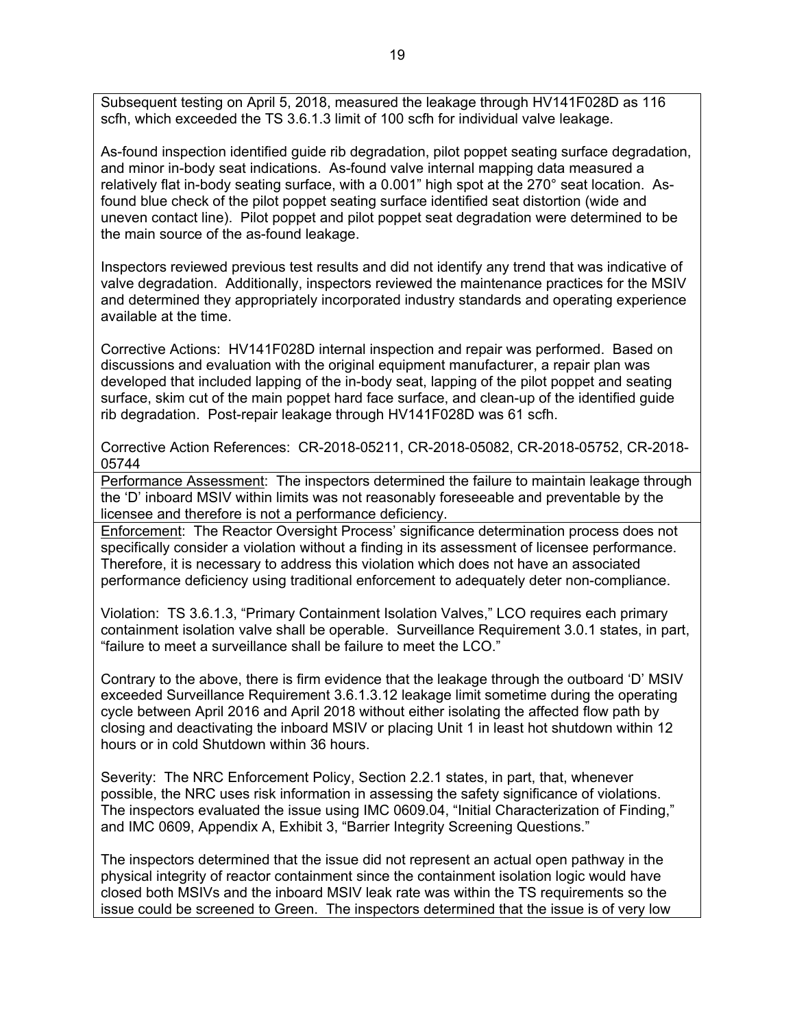Subsequent testing on April 5, 2018, measured the leakage through HV141F028D as 116 scfh, which exceeded the TS 3.6.1.3 limit of 100 scfh for individual valve leakage.

As-found inspection identified guide rib degradation, pilot poppet seating surface degradation, and minor in-body seat indications. As-found valve internal mapping data measured a relatively flat in-body seating surface, with a 0.001" high spot at the 270° seat location. As-found blue check of the pilot poppet seating surface identified seat distortion (wide and uneven contact line). Pilot poppet and pilot poppet seat degradation were determined to be the main source of the as-found leakage.

Inspectors reviewed previous test results and did not identify any trend that was indicative of valve degradation. Additionally, inspectors reviewed the maintenance practices for the MSIV and determined they appropriately incorporated industry standards and operating experience available at the time.

Corrective Actions: HV141F028D internal inspection and repair was performed. Based on discussions and evaluation with the original equipment manufacturer, a repair plan was developed that included lapping of the in-body seat, lapping of the pilot poppet and seating surface, skim cut of the main poppet hard face surface, and clean-up of the identified guide rib degradation. Post-repair leakage through HV141F028D was 61 scfh.

Corrective Action References: CR-2018-05211, CR-2018-05082, CR-2018-05752, CR-2018-05744

Performance Assessment: The inspectors determined the failure to maintain leakage through the 'D' inboard MSIV within limits was not reasonably foreseeable and preventable by the licensee and therefore is not a performance deficiency.

Enforcement: The Reactor Oversight Process' significance determination process does not specifically consider a violation without a finding in its assessment of licensee performance. Therefore, it is necessary to address this violation which does not have an associated performance deficiency using traditional enforcement to adequately deter non-compliance.

Violation: TS 3.6.1.3, "Primary Containment Isolation Valves," LCO requires each primary containment isolation valve shall be operable. Surveillance Requirement 3.0.1 states, in part, "failure to meet a surveillance shall be failure to meet the LCO."

Contrary to the above, there is firm evidence that the leakage through the outboard 'D' MSIV exceeded Surveillance Requirement 3.6.1.3.12 leakage limit sometime during the operating cycle between April 2016 and April 2018 without either isolating the affected flow path by closing and deactivating the inboard MSIV or placing Unit 1 in least hot shutdown within 12 hours or in cold Shutdown within 36 hours.

Severity: The NRC Enforcement Policy, Section 2.2.1 states, in part, that, whenever possible, the NRC uses risk information in assessing the safety significance of violations. The inspectors evaluated the issue using IMC 0609.04, "Initial Characterization of Finding," and IMC 0609, Appendix A, Exhibit 3, "Barrier Integrity Screening Questions."

The inspectors determined that the issue did not represent an actual open pathway in the physical integrity of reactor containment since the containment isolation logic would have closed both MSIVs and the inboard MSIV leak rate was within the TS requirements so the issue could be screened to Green. The inspectors determined that the issue is of very low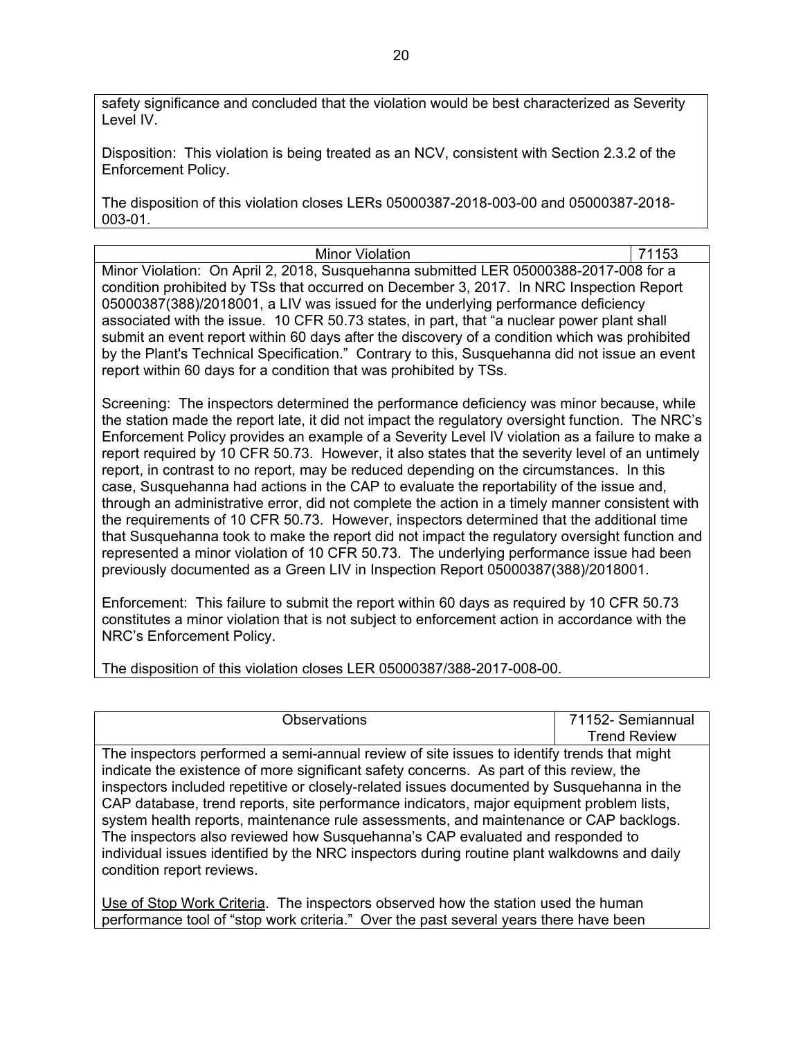safety significance and concluded that the violation would be best characterized as Severity Level IV.

Disposition: This violation is being treated as an NCV, consistent with Section 2.3.2 of the Enforcement Policy.

The disposition of this violation closes LERs 05000387-2018-003-00 and 05000387-2018-003-01.

| Minor Violation | 71153 |
|---|---|

Minor Violation: On April 2, 2018, Susquehanna submitted LER 05000388-2017-008 for a condition prohibited by TSs that occurred on December 3, 2017. In NRC Inspection Report 05000387(388)/2018001, a LIV was issued for the underlying performance deficiency associated with the issue. 10 CFR 50.73 states, in part, that "a nuclear power plant shall submit an event report within 60 days after the discovery of a condition which was prohibited by the Plant's Technical Specification." Contrary to this, Susquehanna did not issue an event report within 60 days for a condition that was prohibited by TSs.

Screening: The inspectors determined the performance deficiency was minor because, while the station made the report late, it did not impact the regulatory oversight function. The NRC's Enforcement Policy provides an example of a Severity Level IV violation as a failure to make a report required by 10 CFR 50.73. However, it also states that the severity level of an untimely report, in contrast to no report, may be reduced depending on the circumstances. In this case, Susquehanna had actions in the CAP to evaluate the reportability of the issue and, through an administrative error, did not complete the action in a timely manner consistent with the requirements of 10 CFR 50.73. However, inspectors determined that the additional time that Susquehanna took to make the report did not impact the regulatory oversight function and represented a minor violation of 10 CFR 50.73. The underlying performance issue had been previously documented as a Green LIV in Inspection Report 05000387(388)/2018001.

Enforcement: This failure to submit the report within 60 days as required by 10 CFR 50.73 constitutes a minor violation that is not subject to enforcement action in accordance with the NRC's Enforcement Policy.

The disposition of this violation closes LER 05000387/388-2017-008-00.

| Observations | 71152- Semiannual Trend Review |
|---|---|

The inspectors performed a semi-annual review of site issues to identify trends that might indicate the existence of more significant safety concerns. As part of this review, the inspectors included repetitive or closely-related issues documented by Susquehanna in the CAP database, trend reports, site performance indicators, major equipment problem lists, system health reports, maintenance rule assessments, and maintenance or CAP backlogs. The inspectors also reviewed how Susquehanna's CAP evaluated and responded to individual issues identified by the NRC inspectors during routine plant walkdowns and daily condition report reviews.

<u>Use of Stop Work Criteria</u>. The inspectors observed how the station used the human performance tool of "stop work criteria." Over the past several years there have been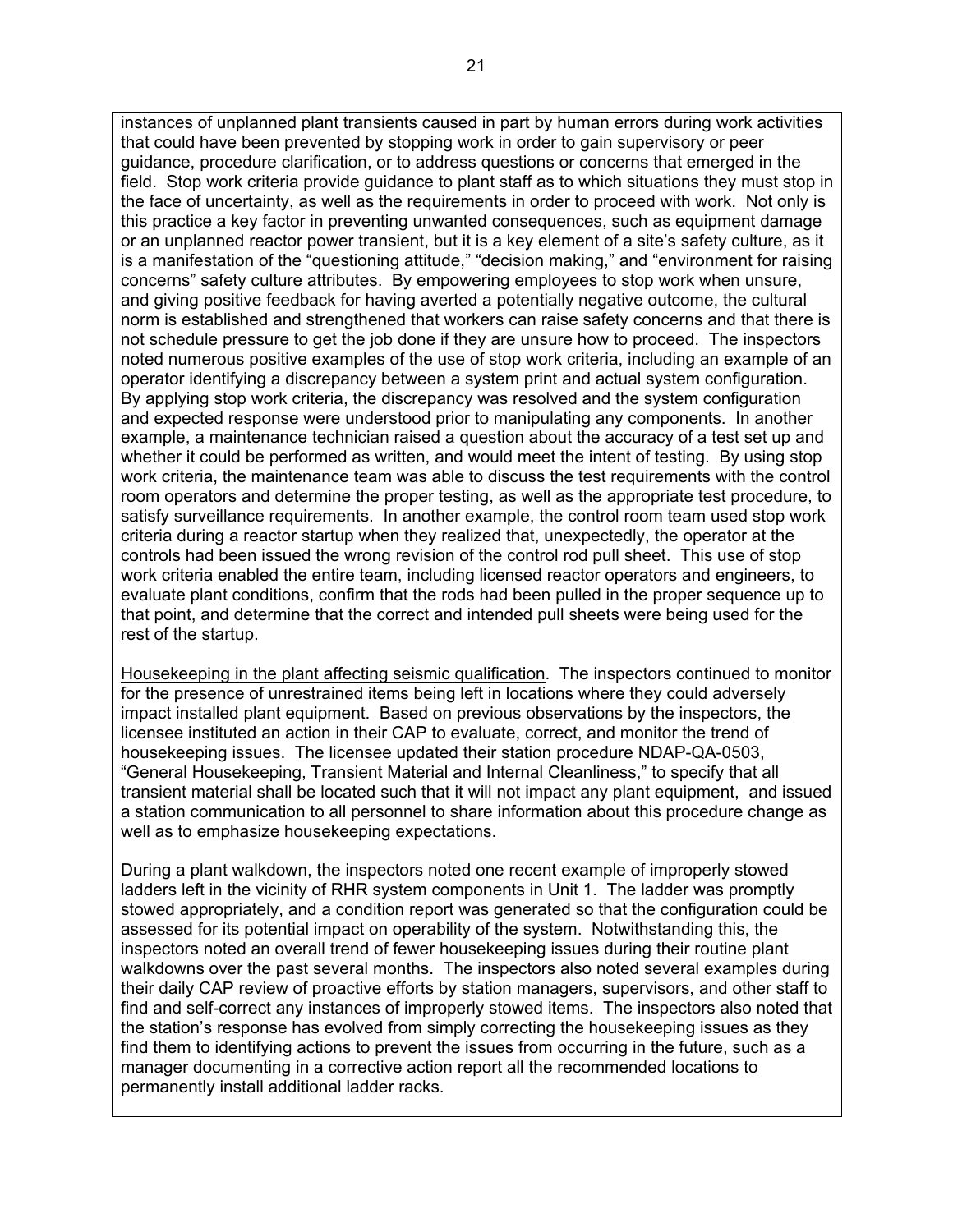instances of unplanned plant transients caused in part by human errors during work activities that could have been prevented by stopping work in order to gain supervisory or peer guidance, procedure clarification, or to address questions or concerns that emerged in the field. Stop work criteria provide guidance to plant staff as to which situations they must stop in the face of uncertainty, as well as the requirements in order to proceed with work. Not only is this practice a key factor in preventing unwanted consequences, such as equipment damage or an unplanned reactor power transient, but it is a key element of a site's safety culture, as it is a manifestation of the "questioning attitude," "decision making," and "environment for raising concerns" safety culture attributes. By empowering employees to stop work when unsure, and giving positive feedback for having averted a potentially negative outcome, the cultural norm is established and strengthened that workers can raise safety concerns and that there is not schedule pressure to get the job done if they are unsure how to proceed. The inspectors noted numerous positive examples of the use of stop work criteria, including an example of an operator identifying a discrepancy between a system print and actual system configuration. By applying stop work criteria, the discrepancy was resolved and the system configuration and expected response were understood prior to manipulating any components. In another example, a maintenance technician raised a question about the accuracy of a test set up and whether it could be performed as written, and would meet the intent of testing. By using stop work criteria, the maintenance team was able to discuss the test requirements with the control room operators and determine the proper testing, as well as the appropriate test procedure, to satisfy surveillance requirements. In another example, the control room team used stop work criteria during a reactor startup when they realized that, unexpectedly, the operator at the controls had been issued the wrong revision of the control rod pull sheet. This use of stop work criteria enabled the entire team, including licensed reactor operators and engineers, to evaluate plant conditions, confirm that the rods had been pulled in the proper sequence up to that point, and determine that the correct and intended pull sheets were being used for the rest of the startup.

<u>Housekeeping in the plant affecting seismic qualification</u>. The inspectors continued to monitor for the presence of unrestrained items being left in locations where they could adversely impact installed plant equipment. Based on previous observations by the inspectors, the licensee instituted an action in their CAP to evaluate, correct, and monitor the trend of housekeeping issues. The licensee updated their station procedure NDAP-QA-0503, "General Housekeeping, Transient Material and Internal Cleanliness," to specify that all transient material shall be located such that it will not impact any plant equipment, and issued a station communication to all personnel to share information about this procedure change as well as to emphasize housekeeping expectations.

During a plant walkdown, the inspectors noted one recent example of improperly stowed ladders left in the vicinity of RHR system components in Unit 1. The ladder was promptly stowed appropriately, and a condition report was generated so that the configuration could be assessed for its potential impact on operability of the system. Notwithstanding this, the inspectors noted an overall trend of fewer housekeeping issues during their routine plant walkdowns over the past several months. The inspectors also noted several examples during their daily CAP review of proactive efforts by station managers, supervisors, and other staff to find and self-correct any instances of improperly stowed items. The inspectors also noted that the station's response has evolved from simply correcting the housekeeping issues as they find them to identifying actions to prevent the issues from occurring in the future, such as a manager documenting in a corrective action report all the recommended locations to permanently install additional ladder racks.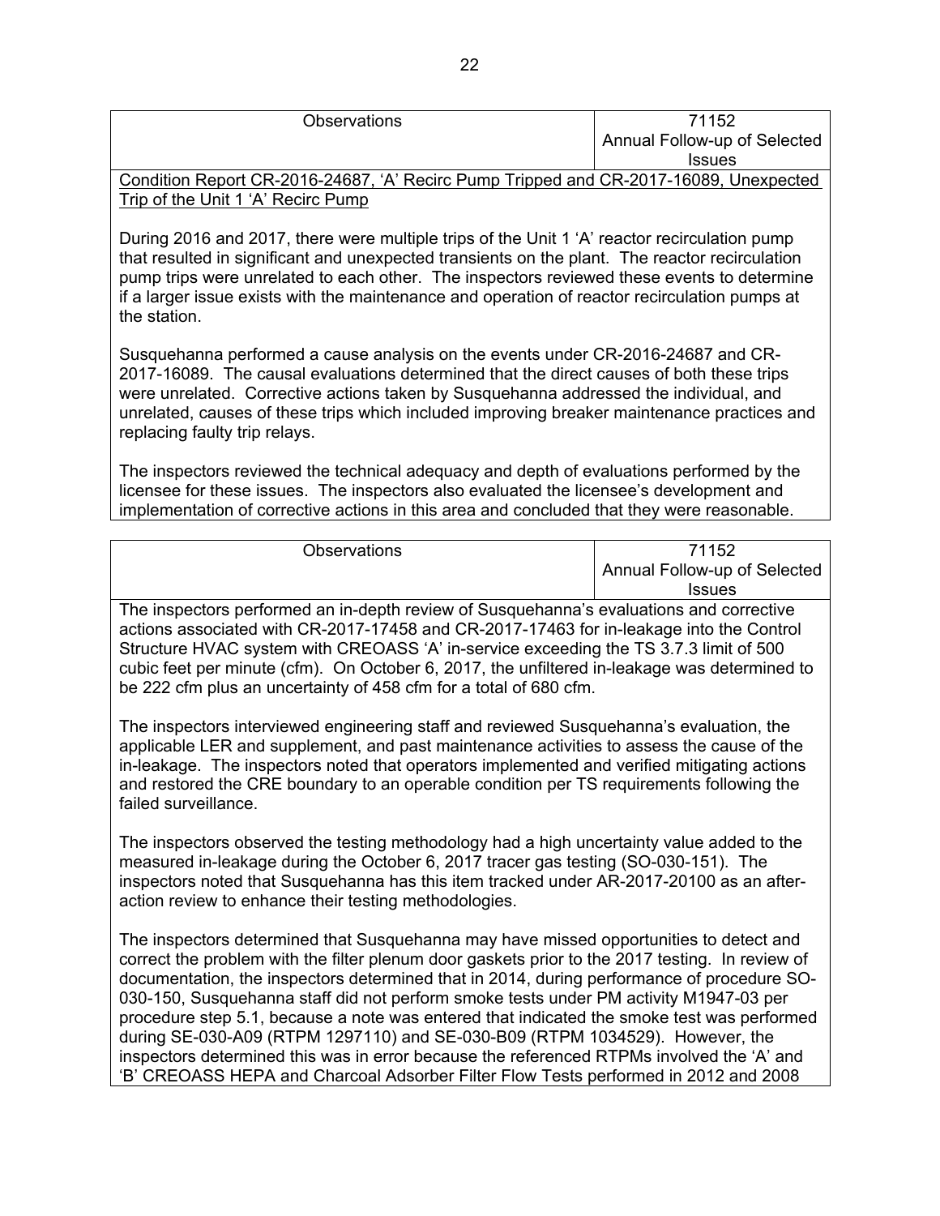| Observations | 71152 Annual Follow-up of Selected Issues |
|---|---|

Condition Report CR-2016-24687, 'A' Recirc Pump Tripped and CR-2017-16089, Unexpected Trip of the Unit 1 'A' Recirc Pump

During 2016 and 2017, there were multiple trips of the Unit 1 'A' reactor recirculation pump that resulted in significant and unexpected transients on the plant. The reactor recirculation pump trips were unrelated to each other. The inspectors reviewed these events to determine if a larger issue exists with the maintenance and operation of reactor recirculation pumps at the station.

Susquehanna performed a cause analysis on the events under CR-2016-24687 and CR-2017-16089. The causal evaluations determined that the direct causes of both these trips were unrelated. Corrective actions taken by Susquehanna addressed the individual, and unrelated, causes of these trips which included improving breaker maintenance practices and replacing faulty trip relays.

The inspectors reviewed the technical adequacy and depth of evaluations performed by the licensee for these issues. The inspectors also evaluated the licensee's development and implementation of corrective actions in this area and concluded that they were reasonable.

| Observations | 71152 Annual Follow-up of Selected Issues |
|---|---|

The inspectors performed an in-depth review of Susquehanna's evaluations and corrective actions associated with CR-2017-17458 and CR-2017-17463 for in-leakage into the Control Structure HVAC system with CREOASS 'A' in-service exceeding the TS 3.7.3 limit of 500 cubic feet per minute (cfm). On October 6, 2017, the unfiltered in-leakage was determined to be 222 cfm plus an uncertainty of 458 cfm for a total of 680 cfm.

The inspectors interviewed engineering staff and reviewed Susquehanna's evaluation, the applicable LER and supplement, and past maintenance activities to assess the cause of the in-leakage. The inspectors noted that operators implemented and verified mitigating actions and restored the CRE boundary to an operable condition per TS requirements following the failed surveillance.

The inspectors observed the testing methodology had a high uncertainty value added to the measured in-leakage during the October 6, 2017 tracer gas testing (SO-030-151). The inspectors noted that Susquehanna has this item tracked under AR-2017-20100 as an after-action review to enhance their testing methodologies.

The inspectors determined that Susquehanna may have missed opportunities to detect and correct the problem with the filter plenum door gaskets prior to the 2017 testing. In review of documentation, the inspectors determined that in 2014, during performance of procedure SO-030-150, Susquehanna staff did not perform smoke tests under PM activity M1947-03 per procedure step 5.1, because a note was entered that indicated the smoke test was performed during SE-030-A09 (RTPM 1297110) and SE-030-B09 (RTPM 1034529). However, the inspectors determined this was in error because the referenced RTPMs involved the 'A' and 'B' CREOASS HEPA and Charcoal Adsorber Filter Flow Tests performed in 2012 and 2008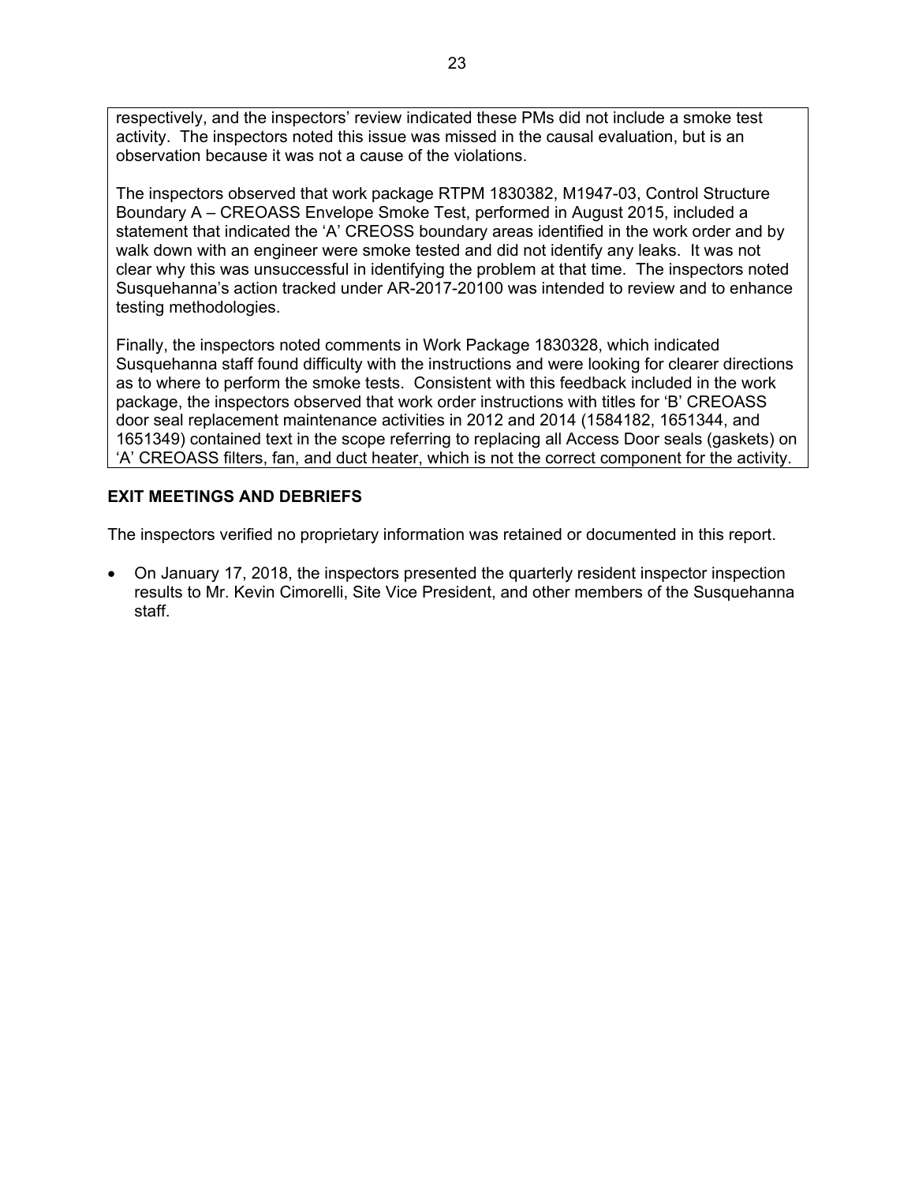respectively, and the inspectors' review indicated these PMs did not include a smoke test activity. The inspectors noted this issue was missed in the causal evaluation, but is an observation because it was not a cause of the violations.

The inspectors observed that work package RTPM 1830382, M1947-03, Control Structure Boundary A – CREOASS Envelope Smoke Test, performed in August 2015, included a statement that indicated the 'A' CREOSS boundary areas identified in the work order and by walk down with an engineer were smoke tested and did not identify any leaks. It was not clear why this was unsuccessful in identifying the problem at that time. The inspectors noted Susquehanna's action tracked under AR-2017-20100 was intended to review and to enhance testing methodologies.

Finally, the inspectors noted comments in Work Package 1830328, which indicated Susquehanna staff found difficulty with the instructions and were looking for clearer directions as to where to perform the smoke tests. Consistent with this feedback included in the work package, the inspectors observed that work order instructions with titles for 'B' CREOASS door seal replacement maintenance activities in 2012 and 2014 (1584182, 1651344, and 1651349) contained text in the scope referring to replacing all Access Door seals (gaskets) on 'A' CREOASS filters, fan, and duct heater, which is not the correct component for the activity.

## EXIT MEETINGS AND DEBRIEFS

The inspectors verified no proprietary information was retained or documented in this report.

- On January 17, 2018, the inspectors presented the quarterly resident inspector inspection results to Mr. Kevin Cimorelli, Site Vice President, and other members of the Susquehanna staff.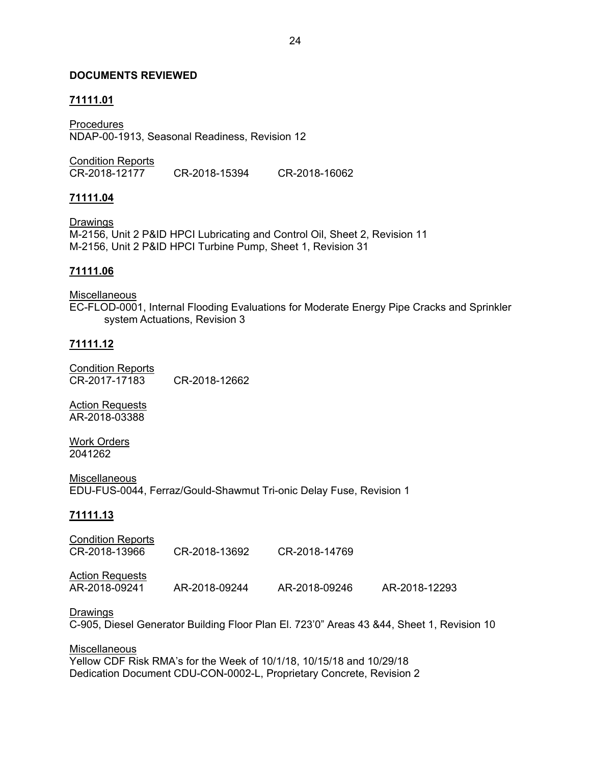## DOCUMENTS REVIEWED

### 71111.01

Procedures
NDAP-00-1913, Seasonal Readiness, Revision 12

Condition Reports

CR-2018-12177 CR-2018-15394 CR-2018-16062

### 71111.04

Drawings
M-2156, Unit 2 P&ID HPCI Lubricating and Control Oil, Sheet 2, Revision 11
M-2156, Unit 2 P&ID HPCI Turbine Pump, Sheet 1, Revision 31

### 71111.06

Miscellaneous
EC-FLOD-0001, Internal Flooding Evaluations for Moderate Energy Pipe Cracks and Sprinkler system Actuations, Revision 3

### 71111.12

Condition Reports

CR-2017-17183 CR-2018-12662

Action Requests
AR-2018-03388

Work Orders
2041262

Miscellaneous
EDU-FUS-0044, Ferraz/Gould-Shawmut Tri-onic Delay Fuse, Revision 1

### 71111.13

Condition Reports

CR-2018-13966 CR-2018-13692 CR-2018-14769

Action Requests

AR-2018-09241 AR-2018-09244 AR-2018-09246 AR-2018-12293

Drawings
C-905, Diesel Generator Building Floor Plan El. 723'0" Areas 43 &44, Sheet 1, Revision 10

Miscellaneous
Yellow CDF Risk RMA's for the Week of 10/1/18, 10/15/18 and 10/29/18
Dedication Document CDU-CON-0002-L, Proprietary Concrete, Revision 2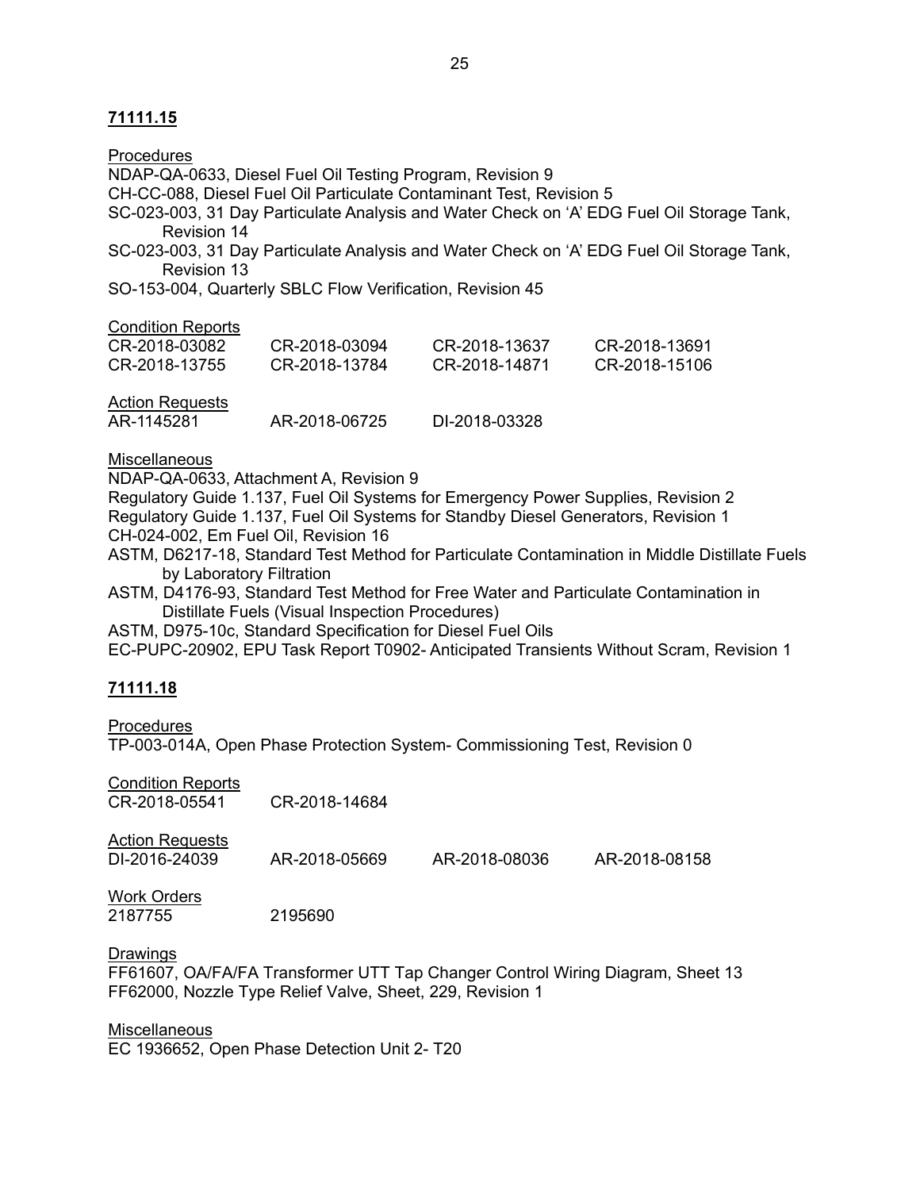**71111.15**

Procedures

NDAP-QA-0633, Diesel Fuel Oil Testing Program, Revision 9

CH-CC-088, Diesel Fuel Oil Particulate Contaminant Test, Revision 5

SC-023-003, 31 Day Particulate Analysis and Water Check on 'A' EDG Fuel Oil Storage Tank, Revision 14

SC-023-003, 31 Day Particulate Analysis and Water Check on 'A' EDG Fuel Oil Storage Tank, Revision 13

SO-153-004, Quarterly SBLC Flow Verification, Revision 45

Condition Reports

| | | | |
|---|---|---|---|
| CR-2018-03082 | CR-2018-03094 | CR-2018-13637 | CR-2018-13691 |
| CR-2018-13755 | CR-2018-13784 | CR-2018-14871 | CR-2018-15106 |

Action Requests

| | | |
|---|---|---|
| AR-1145281 | AR-2018-06725 | DI-2018-03328 |

Miscellaneous

NDAP-QA-0633, Attachment A, Revision 9

Regulatory Guide 1.137, Fuel Oil Systems for Emergency Power Supplies, Revision 2

Regulatory Guide 1.137, Fuel Oil Systems for Standby Diesel Generators, Revision 1

CH-024-002, Em Fuel Oil, Revision 16

ASTM, D6217-18, Standard Test Method for Particulate Contamination in Middle Distillate Fuels by Laboratory Filtration

ASTM, D4176-93, Standard Test Method for Free Water and Particulate Contamination in Distillate Fuels (Visual Inspection Procedures)

ASTM, D975-10c, Standard Specification for Diesel Fuel Oils

EC-PUPC-20902, EPU Task Report T0902- Anticipated Transients Without Scram, Revision 1

**71111.18**

Procedures

TP-003-014A, Open Phase Protection System- Commissioning Test, Revision 0

Condition Reports

| | |
|---|---|
| CR-2018-05541 | CR-2018-14684 |

Action Requests

| | | | |
|---|---|---|---|
| DI-2016-24039 | AR-2018-05669 | AR-2018-08036 | AR-2018-08158 |

Work Orders

| | |
|---|---|
| 2187755 | 2195690 |

Drawings

FF61607, OA/FA/FA Transformer UTT Tap Changer Control Wiring Diagram, Sheet 13

FF62000, Nozzle Type Relief Valve, Sheet, 229, Revision 1

Miscellaneous

EC 1936652, Open Phase Detection Unit 2- T20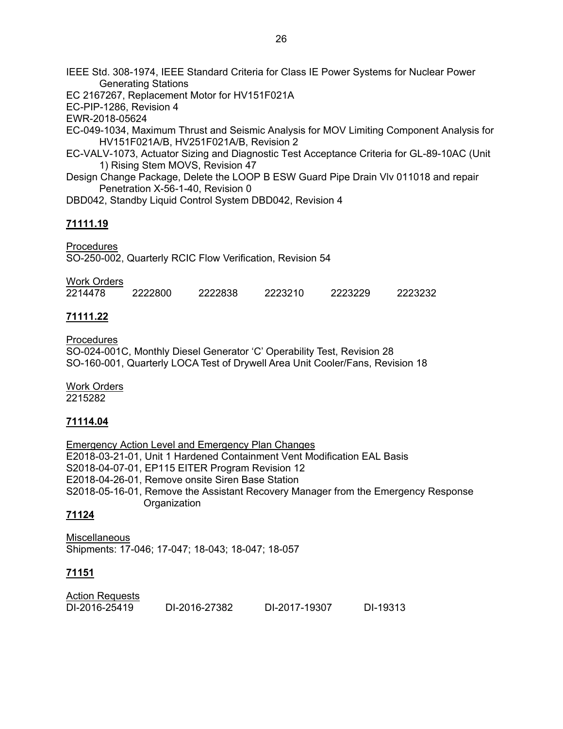IEEE Std. 308-1974, IEEE Standard Criteria for Class IE Power Systems for Nuclear Power Generating Stations
EC 2167267, Replacement Motor for HV151F021A
EC-PIP-1286, Revision 4
EWR-2018-05624
EC-049-1034, Maximum Thrust and Seismic Analysis for MOV Limiting Component Analysis for HV151F021A/B, HV251F021A/B, Revision 2
EC-VALV-1073, Actuator Sizing and Diagnostic Test Acceptance Criteria for GL-89-10AC (Unit 1) Rising Stem MOVS, Revision 47
Design Change Package, Delete the LOOP B ESW Guard Pipe Drain Vlv 011018 and repair Penetration X-56-1-40, Revision 0
DBD042, Standby Liquid Control System DBD042, Revision 4

**71111.19**

Procedures
SO-250-002, Quarterly RCIC Flow Verification, Revision 54

Work Orders
2214478 2222800 2222838 2223210 2223229 2223232

**71111.22**

Procedures
SO-024-001C, Monthly Diesel Generator 'C' Operability Test, Revision 28
SO-160-001, Quarterly LOCA Test of Drywell Area Unit Cooler/Fans, Revision 18

Work Orders
2215282

**71114.04**

Emergency Action Level and Emergency Plan Changes
E2018-03-21-01, Unit 1 Hardened Containment Vent Modification EAL Basis
S2018-04-07-01, EP115 EITER Program Revision 12
E2018-04-26-01, Remove onsite Siren Base Station
S2018-05-16-01, Remove the Assistant Recovery Manager from the Emergency Response Organization

**71124**

Miscellaneous
Shipments: 17-046; 17-047; 18-043; 18-047; 18-057

**71151**

Action Requests
DI-2016-25419 DI-2016-27382 DI-2017-19307 DI-19313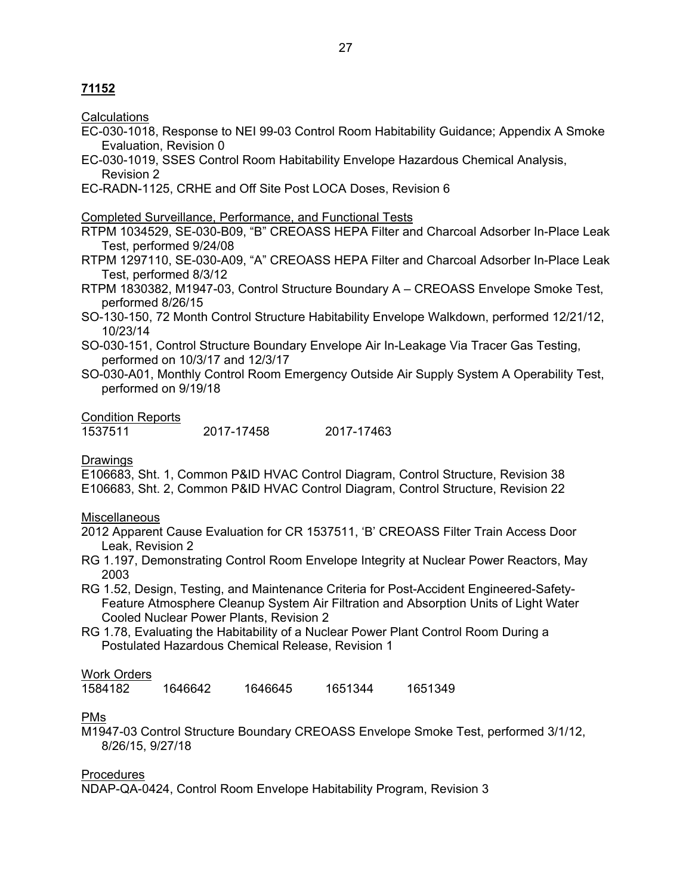**71152**

Calculations

EC-030-1018, Response to NEI 99-03 Control Room Habitability Guidance; Appendix A Smoke Evaluation, Revision 0

EC-030-1019, SSES Control Room Habitability Envelope Hazardous Chemical Analysis, Revision 2

EC-RADN-1125, CRHE and Off Site Post LOCA Doses, Revision 6

Completed Surveillance, Performance, and Functional Tests

RTPM 1034529, SE-030-B09, "B" CREOASS HEPA Filter and Charcoal Adsorber In-Place Leak Test, performed 9/24/08

RTPM 1297110, SE-030-A09, "A" CREOASS HEPA Filter and Charcoal Adsorber In-Place Leak Test, performed 8/3/12

RTPM 1830382, M1947-03, Control Structure Boundary A – CREOASS Envelope Smoke Test, performed 8/26/15

SO-130-150, 72 Month Control Structure Habitability Envelope Walkdown, performed 12/21/12, 10/23/14

SO-030-151, Control Structure Boundary Envelope Air In-Leakage Via Tracer Gas Testing, performed on 10/3/17 and 12/3/17

SO-030-A01, Monthly Control Room Emergency Outside Air Supply System A Operability Test, performed on 9/19/18

Condition Reports

1537511 2017-17458 2017-17463

Drawings

E106683, Sht. 1, Common P&ID HVAC Control Diagram, Control Structure, Revision 38

E106683, Sht. 2, Common P&ID HVAC Control Diagram, Control Structure, Revision 22

Miscellaneous

2012 Apparent Cause Evaluation for CR 1537511, 'B' CREOASS Filter Train Access Door Leak, Revision 2

RG 1.197, Demonstrating Control Room Envelope Integrity at Nuclear Power Reactors, May 2003

RG 1.52, Design, Testing, and Maintenance Criteria for Post-Accident Engineered-Safety-Feature Atmosphere Cleanup System Air Filtration and Absorption Units of Light Water Cooled Nuclear Power Plants, Revision 2

RG 1.78, Evaluating the Habitability of a Nuclear Power Plant Control Room During a Postulated Hazardous Chemical Release, Revision 1

Work Orders

1584182 1646642 1646645 1651344 1651349

PMs

M1947-03 Control Structure Boundary CREOASS Envelope Smoke Test, performed 3/1/12, 8/26/15, 9/27/18

Procedures

NDAP-QA-0424, Control Room Envelope Habitability Program, Revision 3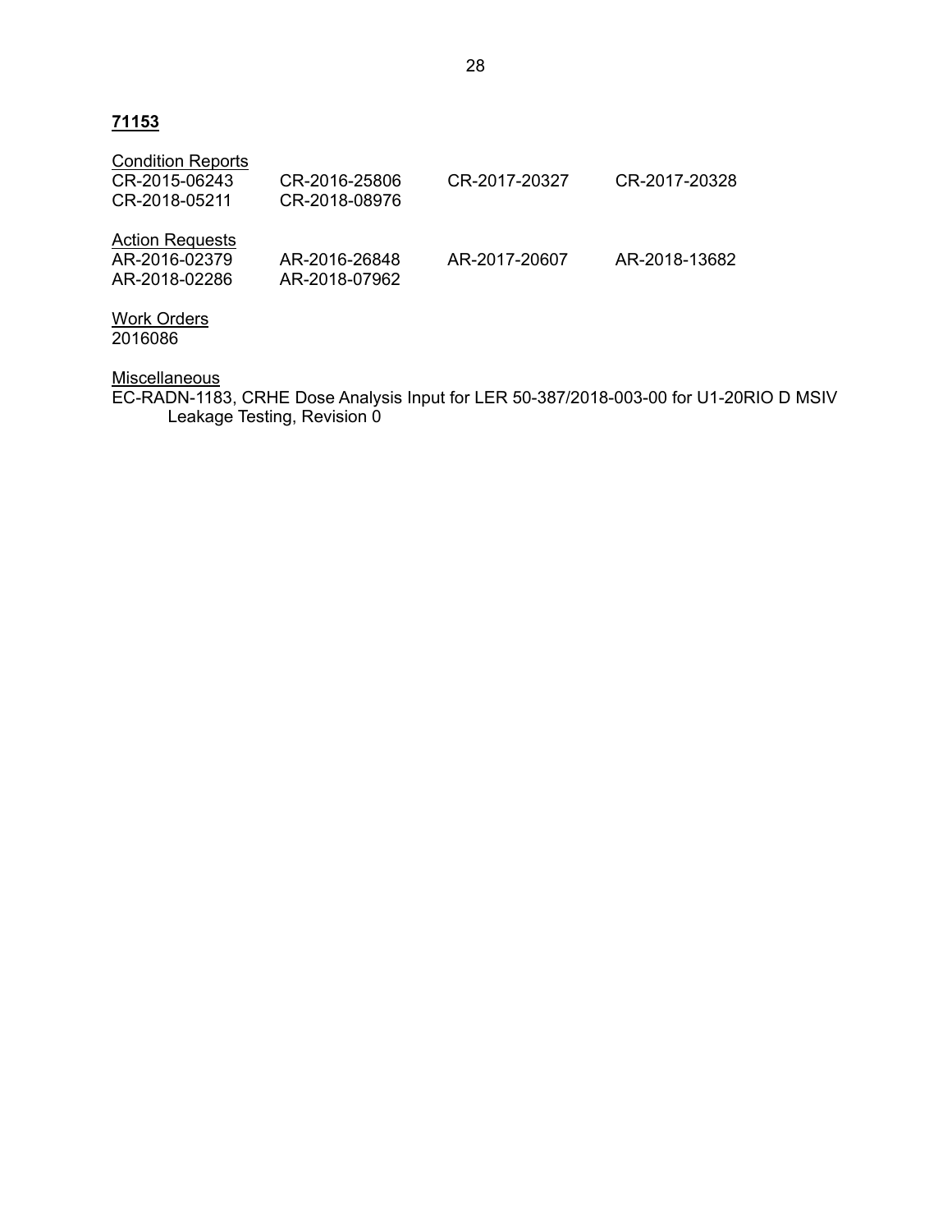**71153**

<u>Condition Reports</u>

| | | | |
|---|---|---|---|
| CR-2015-06243 | CR-2016-25806 | CR-2017-20327 | CR-2017-20328 |
| CR-2018-05211 | CR-2018-08976 | | |

<u>Action Requests</u>

| | | | |
|---|---|---|---|
| AR-2016-02379 | AR-2016-26848 | AR-2017-20607 | AR-2018-13682 |
| AR-2018-02286 | AR-2018-07962 | | |

<u>Work Orders</u>
2016086

<u>Miscellaneous</u>
EC-RADN-1183, CRHE Dose Analysis Input for LER 50-387/2018-003-00 for U1-20RIO D MSIV Leakage Testing, Revision 0